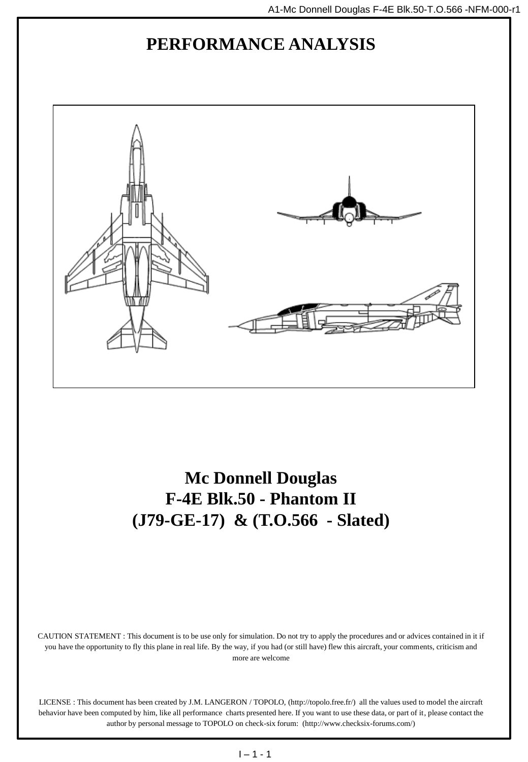# PERFORMANCE ANALYSIS

## Mc Donnell Douglas
## F-4E Blk.50 - Phantom II
## (J79-GE-17) & (T.O.566 - Slated)

CAUTION STATEMENT : This document is to be use only for simulation. Do not try to apply the procedures and or advices contained in it if you have the opportunity to fly this plane in real life. By the way, if you had (or still have) flew this aircraft, your comments, criticism and more are welcome

LICENSE : This document has been created by J.M. LANGERON / TOPOLO, (http://topolo.free.fr/) all the values used to model the aircraft behavior have been computed by him, like all performance charts presented here. If you want to use these data, or part of it, please contact the author by personal message to TOPOLO on check-six forum: (http://www.checksix-forums.com/)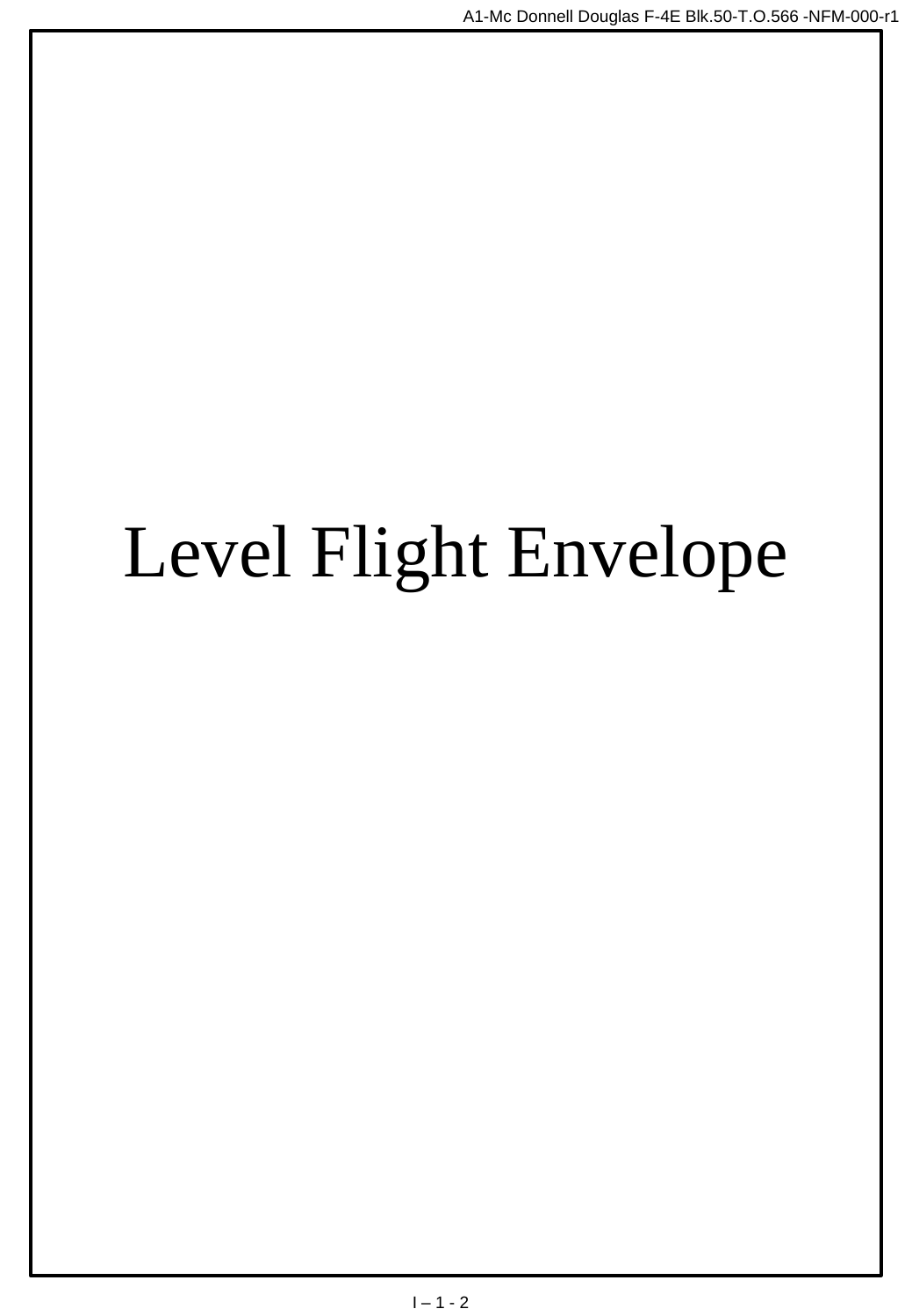# Level Flight Envelope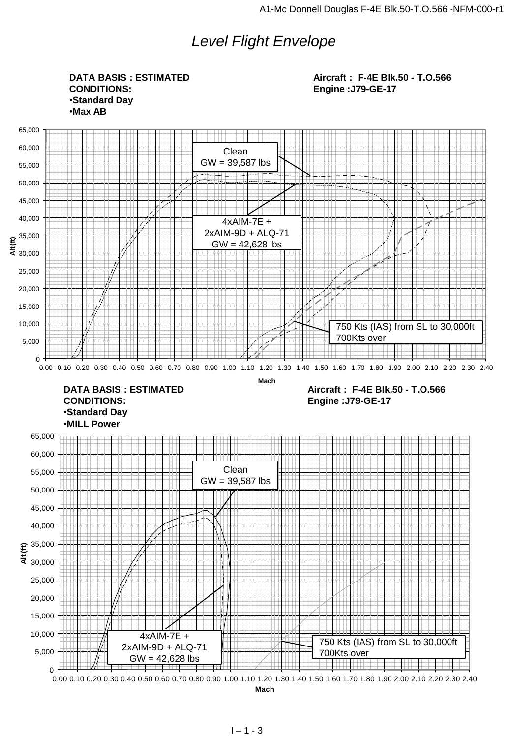# *Level Flight Envelope*

**DATA BASIS : ESTIMATED**
**CONDITIONS:**
- **Standard Day**
- **Max AB**

**Aircraft : F-4E Blk.50 - T.O.566**
**Engine :J79-GE-17**

Clean
GW = 39,587 lbs

4xAIM-7E +
2xAIM-9D + ALQ-71
GW = 42,628 lbs

750 Kts (IAS) from SL to 30,000ft
700Kts over

Alt (ft)

Mach

**DATA BASIS : ESTIMATED**
**CONDITIONS:**
- **Standard Day**
- **MILL Power**

**Aircraft : F-4E Blk.50 - T.O.566**
**Engine :J79-GE-17**

Clean
GW = 39,587 lbs

4xAIM-7E +
2xAIM-9D + ALQ-71
GW = 42,628 lbs

750 Kts (IAS) from SL to 30,000ft
700Kts over

Alt (ft)

Mach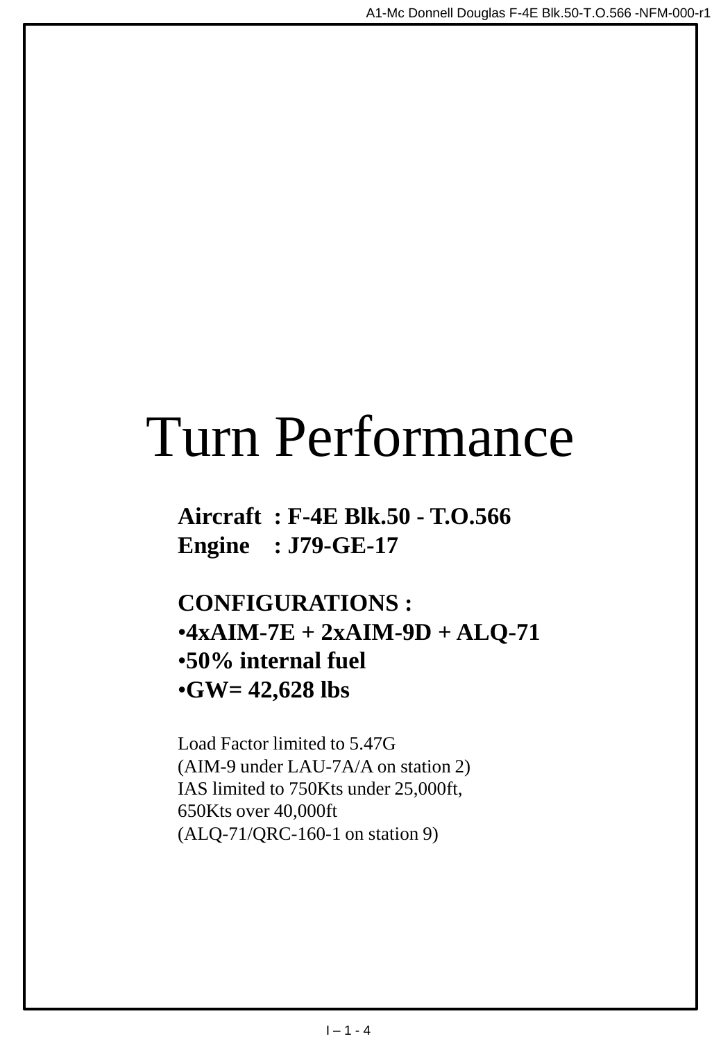# Turn Performance

**Aircraft : F-4E Blk.50 - T.O.566**
**Engine : J79-GE-17**

**CONFIGURATIONS :**

- **4xAIM-7E + 2xAIM-9D + ALQ-71**
- **50% internal fuel**
- **GW= 42,628 lbs**

Load Factor limited to 5.47G
(AIM-9 under LAU-7A/A on station 2)
IAS limited to 750Kts under 25,000ft,
650Kts over 40,000ft
(ALQ-71/QRC-160-1 on station 9)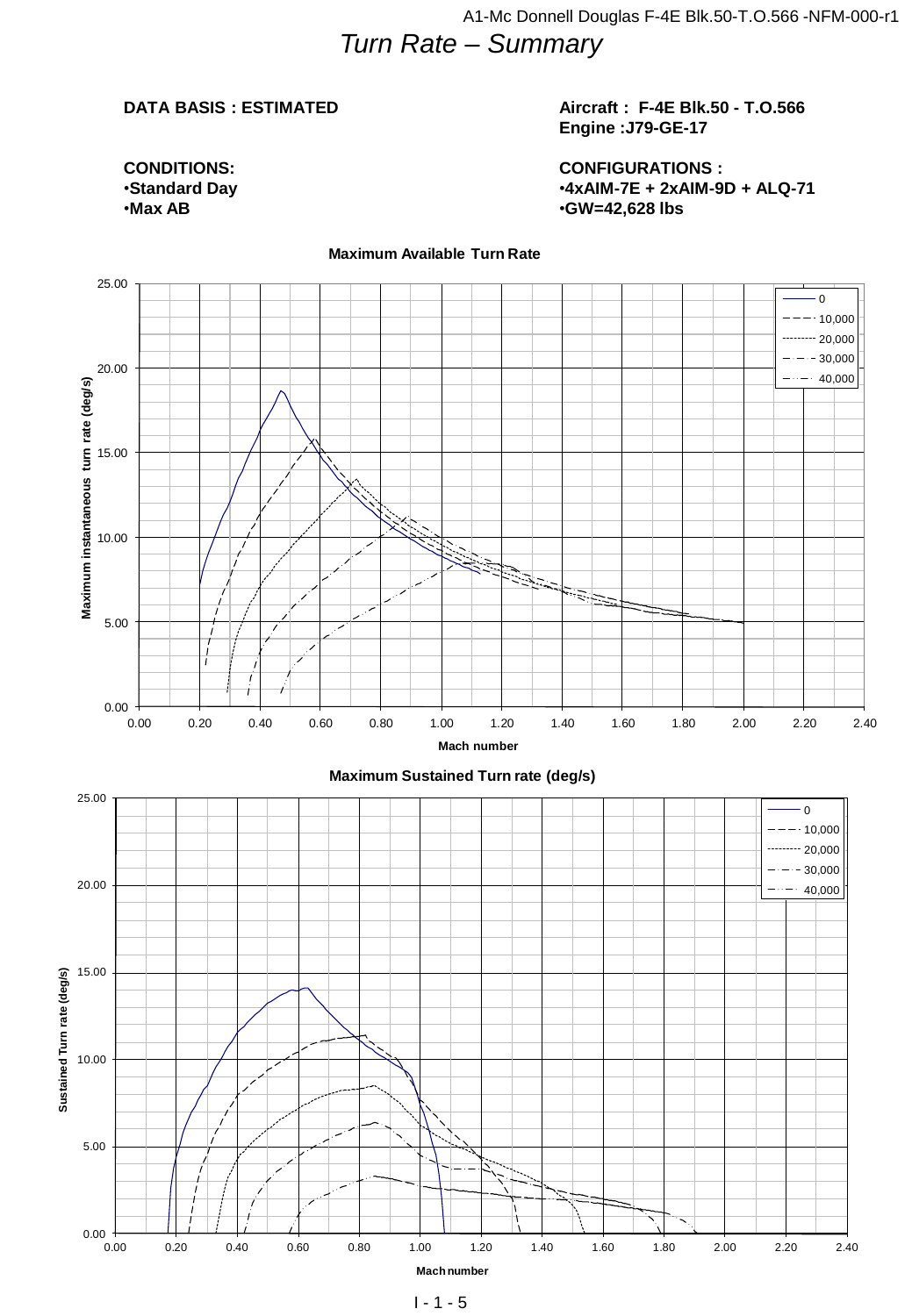# Turn Rate – Summary

**DATA BASIS : ESTIMATED**

**Aircraft : F-4E Blk.50 - T.O.566**
**Engine :J79-GE-17**

**CONDITIONS:**
- **Standard Day**
- **Max AB**

**CONFIGURATIONS :**
- **4xAIM-7E + 2xAIM-9D + ALQ-71**
- **GW=42,628 lbs**

**Maximum Available Turn Rate**

Maximum instantaneous turn rate (deg/s) vs. Mach number

Legend: 0, 10,000, 20,000, 30,000, 40,000

**Maximum Sustained Turn rate (deg/s)**

Sustained Turn rate (deg/s) vs. Mach number

Legend: 0, 10,000, 20,000, 30,000, 40,000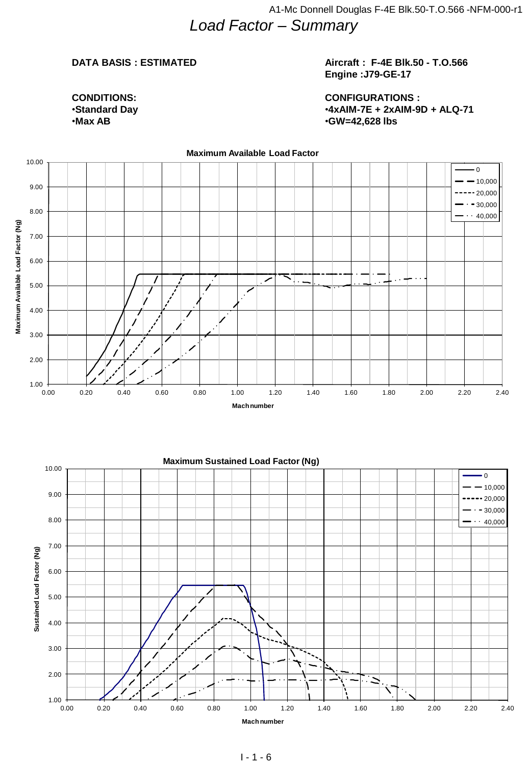# *Load Factor – Summary*

**DATA BASIS : ESTIMATED**

**Aircraft : F-4E Blk.50 - T.O.566**
**Engine :J79-GE-17**

**CONDITIONS:**
- **Standard Day**
- **Max AB**

**CONFIGURATIONS :**
- **4xAIM-7E + 2xAIM-9D + ALQ-71**
- **GW=42,628 lbs**

**Maximum Available Load Factor**

Maximum Available Load Factor (Ng) vs. Mach number — legend: 0, 10,000, 20,000, 30,000, 40,000

**Maximum Sustained Load Factor (Ng)**

Sustained Load Factor (Ng) vs. Mach number — legend: 0, 10,000, 20,000, 30,000, 40,000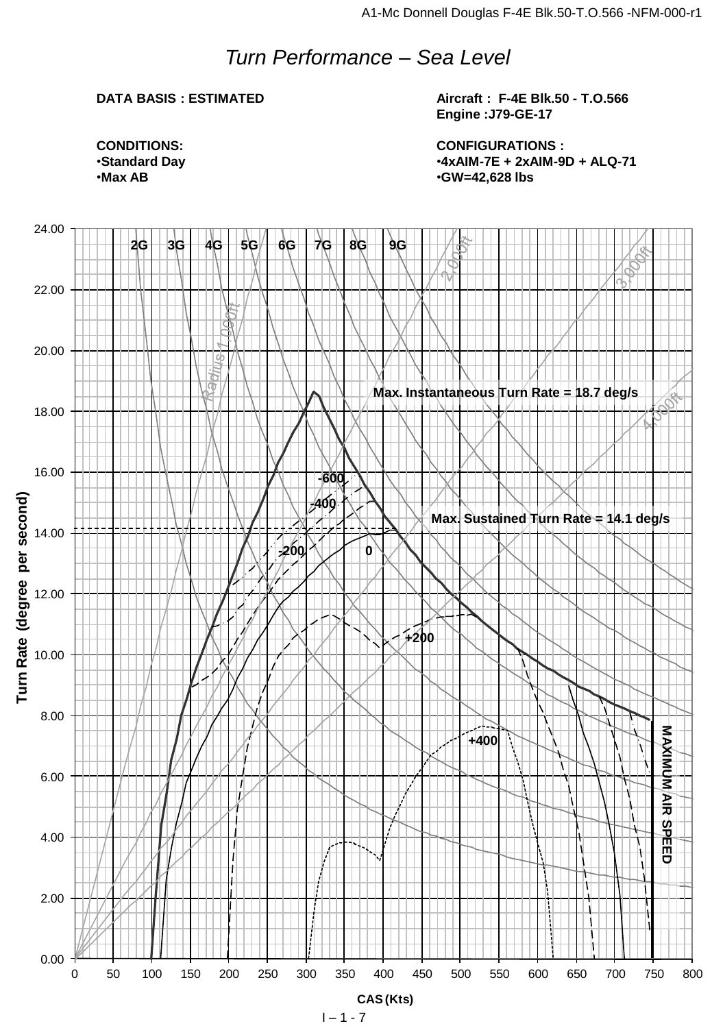# Turn Performance – Sea Level

**DATA BASIS : ESTIMATED**

**Aircraft : F-4E Blk.50 - T.O.566**
**Engine :J79-GE-17**

**CONDITIONS:**
- **Standard Day**
- **Max AB**

**CONFIGURATIONS :**
- **4xAIM-7E + 2xAIM-9D + ALQ-71**
- **GW=42,628 lbs**

2G 3G 4G 5G 6G 7G 8G 9G

Radius 1,000ft 2,000ft 3,000ft 4,000ft

Max. Instantaneous Turn Rate = 18.7 deg/s

Max. Sustained Turn Rate = 14.1 deg/s

-600 -400 -200 0 +200 +400

MAXIMUM AIR SPEED

Turn Rate (degree per second)

CAS (Kts)

I – 1 - 7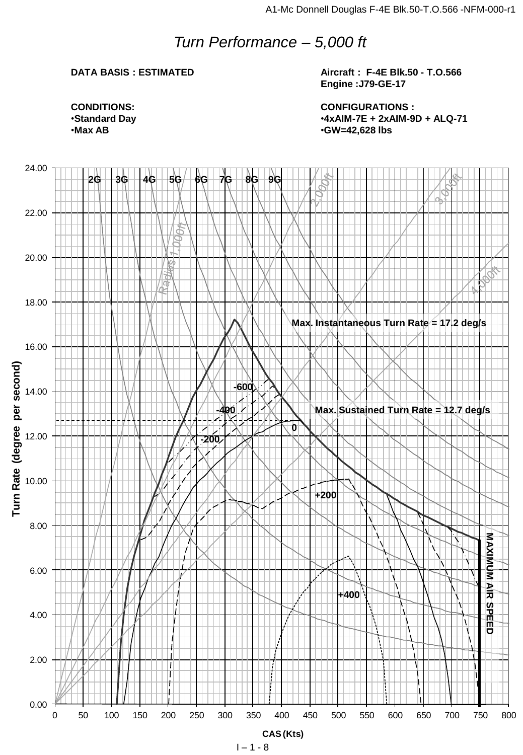# Turn Performance – 5,000 ft

**DATA BASIS : ESTIMATED**

**Aircraft : F-4E Blk.50 - T.O.566**
**Engine :J79-GE-17**

**CONDITIONS:**
- **Standard Day**
- **Max AB**

**CONFIGURATIONS :**
- **4xAIM-7E + 2xAIM-9D + ALQ-71**
- **GW=42,628 lbs**

2G 3G 4G 5G 6G 7G 8G 9G

Radius 1,000ft 2,000ft 3,000ft 4,000ft

**Max. Instantaneous Turn Rate = 17.2 deg/s**

**Max. Sustained Turn Rate = 12.7 deg/s**

-600 -400 -200 0 +200 +400

**MAXIMUM AIR SPEED**

**Turn Rate (degree per second)**

**CAS (Kts)**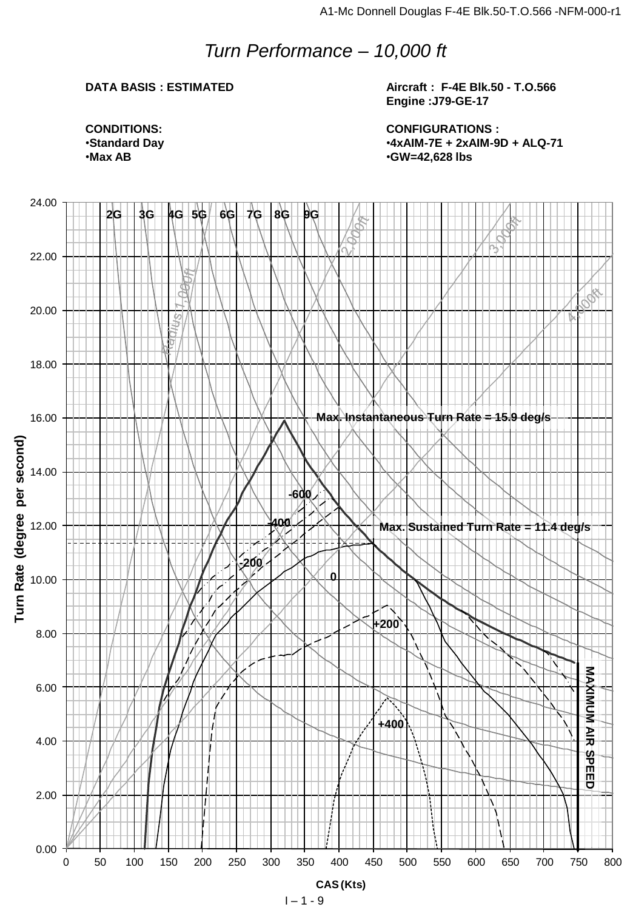# *Turn Performance – 10,000 ft*

**DATA BASIS : ESTIMATED**

**Aircraft : F-4E Blk.50 - T.O.566**
**Engine :J79-GE-17**

**CONDITIONS:**
- **Standard Day**
- **Max AB**

**CONFIGURATIONS :**
- **4xAIM-7E + 2xAIM-9D + ALQ-71**
- **GW=42,628 lbs**

2G 3G 4G 5G 6G 7G 8G 9G

Radius 1,000ft, 2,000ft, 3,000ft, 4,000ft

**Max. Instantaneous Turn Rate = 15.9 deg/s**

**Max. Sustained Turn Rate = 11.4 deg/s**

-600, -400, -200, 0, +200, +400

**MAXIMUM AIR SPEED**

**Turn Rate (degree per second)**

**CAS (Kts)**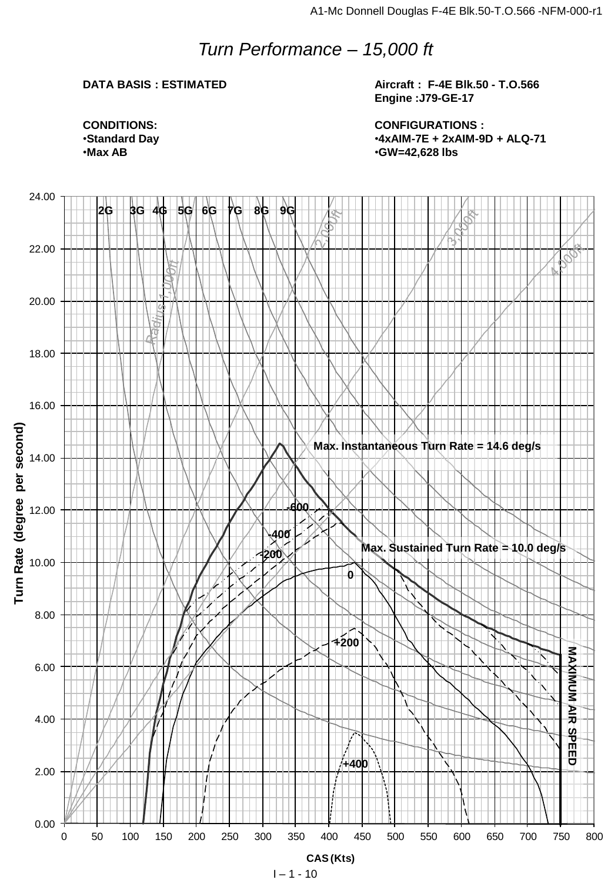# *Turn Performance – 15,000 ft*

**DATA BASIS : ESTIMATED**

**Aircraft : F-4E Blk.50 - T.O.566**
**Engine :J79-GE-17**

**CONDITIONS:**
- **Standard Day**
- **Max AB**

**CONFIGURATIONS :**
- **4xAIM-7E + 2xAIM-9D + ALQ-71**
- **GW=42,628 lbs**

Turn Rate (degree per second)

2G 3G 4G 5G 6G 7G 8G 9G

Radius 1,000ft 2,000ft 3,000ft 4,000ft

**Max. Instantaneous Turn Rate = 14.6 deg/s**

**Max. Sustained Turn Rate = 10.0 deg/s**

-600 -400 -200 0 +200 +400

**MAXIMUM AIR SPEED**

**CAS (Kts)**

0 50 100 150 200 250 300 350 400 450 500 550 600 650 700 750 800

0.00 2.00 4.00 6.00 8.00 10.00 12.00 14.00 16.00 18.00 20.00 22.00 24.00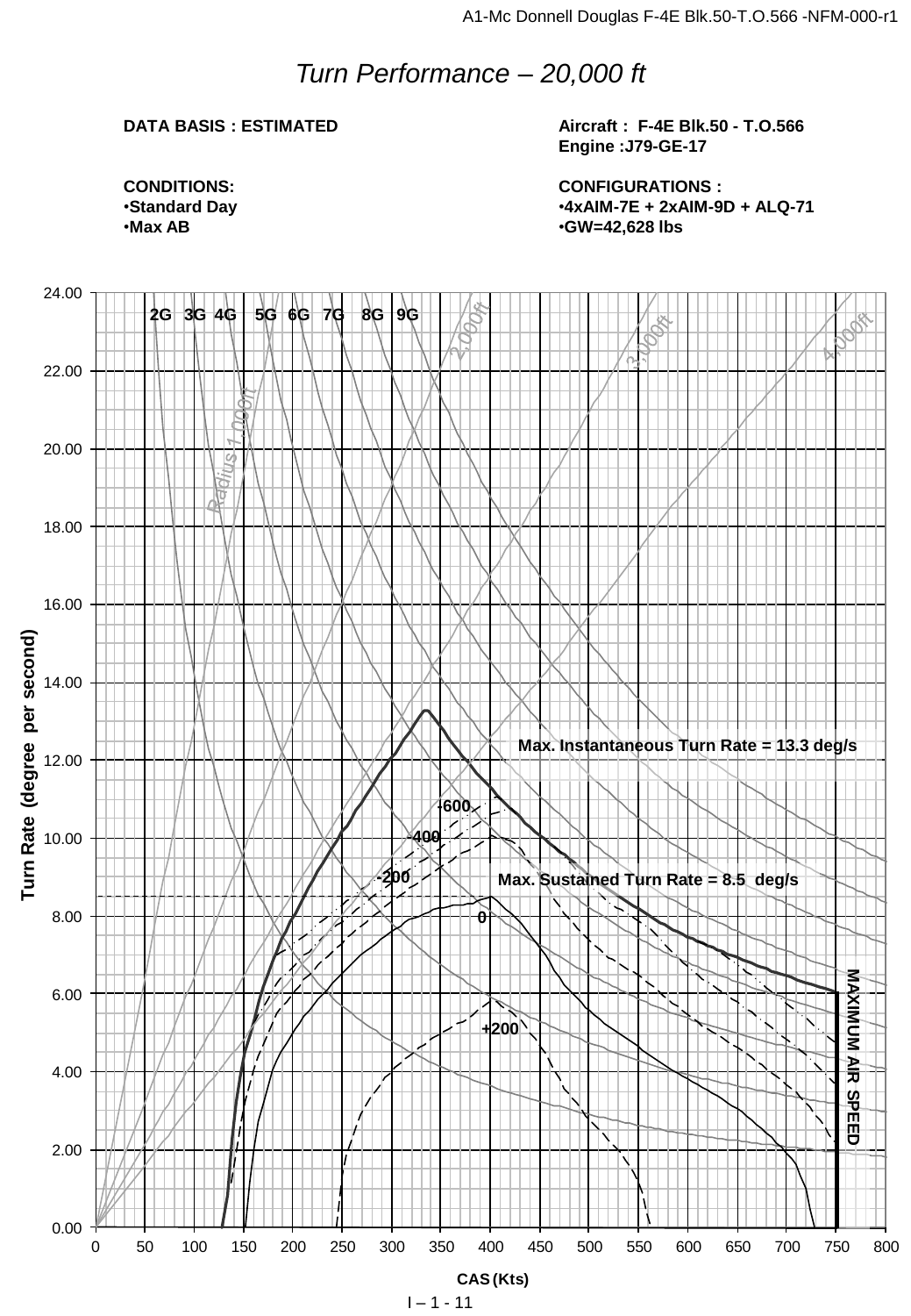# Turn Performance – 20,000 ft

**DATA BASIS : ESTIMATED**

**Aircraft : F-4E Blk.50 - T.O.566**
**Engine :J79-GE-17**

**CONDITIONS:**
- **Standard Day**
- **Max AB**

**CONFIGURATIONS :**
- **4xAIM-7E + 2xAIM-9D + ALQ-71**
- **GW=42,628 lbs**

2G 3G 4G 5G 6G 7G 8G 9G

Radius 1,000ft 2,000ft 3,000ft 4,000ft

Max. Instantaneous Turn Rate = 13.3 deg/s

-600 -400 -200 0 +200

Max. Sustained Turn Rate = 8.5 deg/s

MAXIMUM AIR SPEED

Turn Rate (degree per second)

CAS (Kts)

I – 1 - 11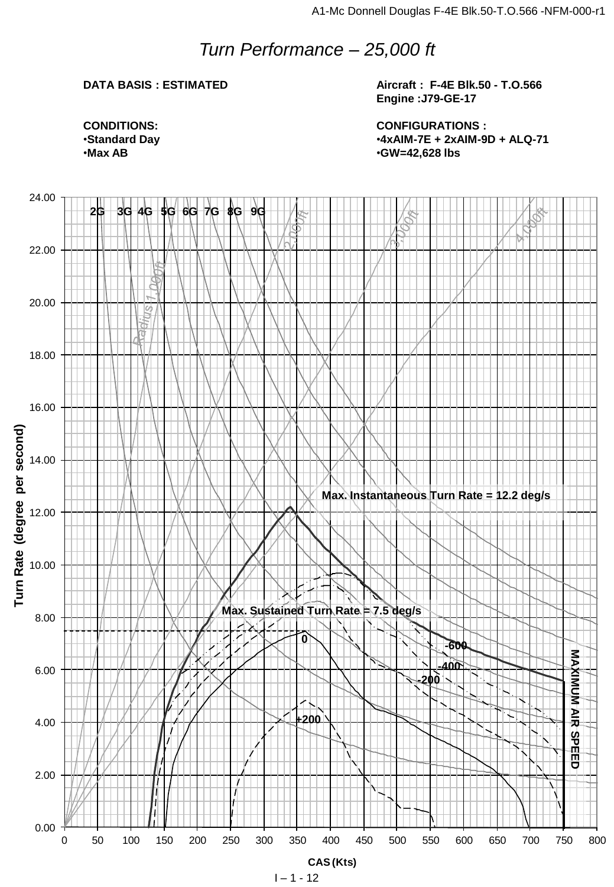# *Turn Performance – 25,000 ft*

**DATA BASIS : ESTIMATED**

**CONDITIONS:**
- **Standard Day**
- **Max AB**

**Aircraft : F-4E Blk.50 - T.O.566**
**Engine :J79-GE-17**

**CONFIGURATIONS :**
- **4xAIM-7E + 2xAIM-9D + ALQ-71**
- **GW=42,628 lbs**

Turn Rate (degree per second)

2G 3G 4G 5G 6G 7G 8G 9G

Radius 1,000ft 2,000ft 3,000ft 4,000ft

Max. Instantaneous Turn Rate = 12.2 deg/s

Max. Sustained Turn Rate = 7.5 deg/s

0 -600 -400 -200 +200

MAXIMUM AIR SPEED

CAS (Kts)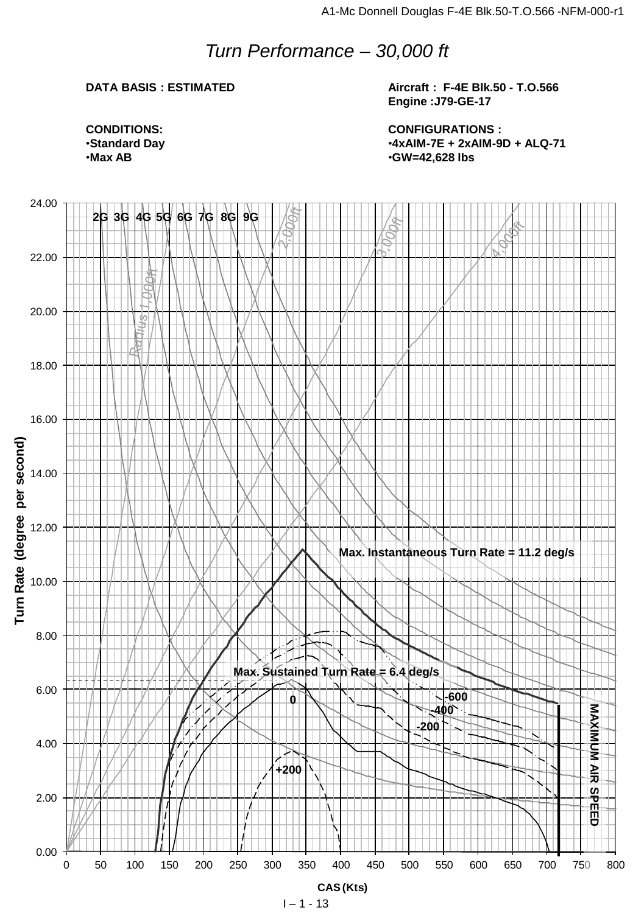# Turn Performance – 30,000 ft

**DATA BASIS : ESTIMATED**

**Aircraft : F-4E Blk.50 - T.O.566**
**Engine :J79-GE-17**

**CONDITIONS:**
- **Standard Day**
- **Max AB**

**CONFIGURATIONS :**
- **4xAIM-7E + 2xAIM-9D + ALQ-71**
- **GW=42,628 lbs**

Turn Rate (degree per second)

2G 3G 4G 5G 6G 7G 8G 9G

Radius 1,000ft 2,000ft 3,000ft 4,000ft

**Max. Instantaneous Turn Rate = 11.2 deg/s**

**Max. Sustained Turn Rate = 6.4 deg/s**

**-600** **-400** **-200** **0** **+200**

**MAXIMUM AIR SPEED**

**CAS (Kts)**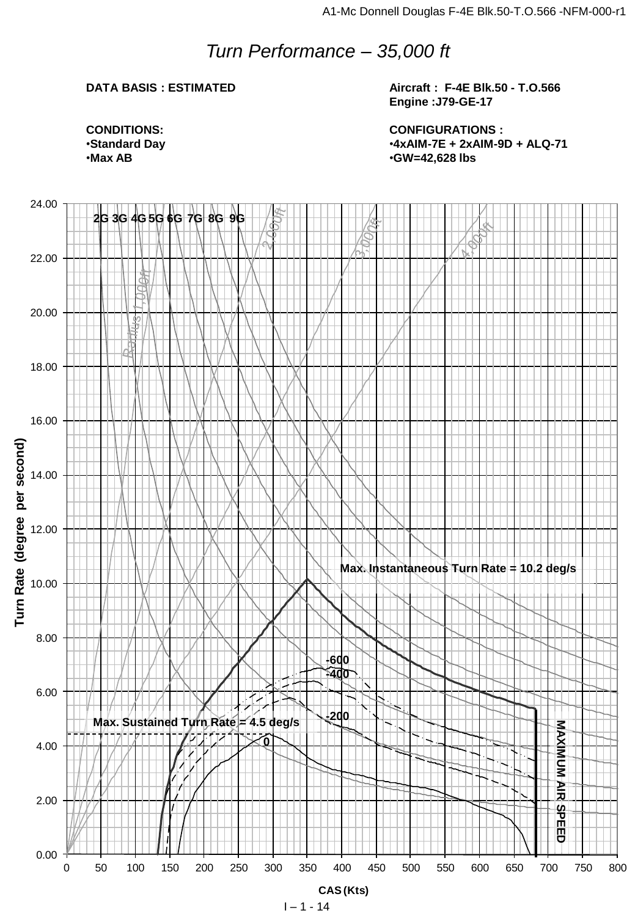# *Turn Performance – 35,000 ft*

**DATA BASIS : ESTIMATED**

**Aircraft : F-4E Blk.50 - T.O.566**
**Engine :J79-GE-17**

**CONDITIONS:**
- **Standard Day**
- **Max AB**

**CONFIGURATIONS :**
- **4xAIM-7E + 2xAIM-9D + ALQ-71**
- **GW=42,628 lbs**

Turn Rate (degree per second)

2G 3G 4G 5G 6G 7G 8G 9G

Radius 1,000ft · 2,000ft · 3,000ft · 4,000ft

**Max. Instantaneous Turn Rate = 10.2 deg/s**

-600 · -400 · -200 · 0

**Max. Sustained Turn Rate = 4.5 deg/s**

**MAXIMUM AIR SPEED**

**CAS (Kts)**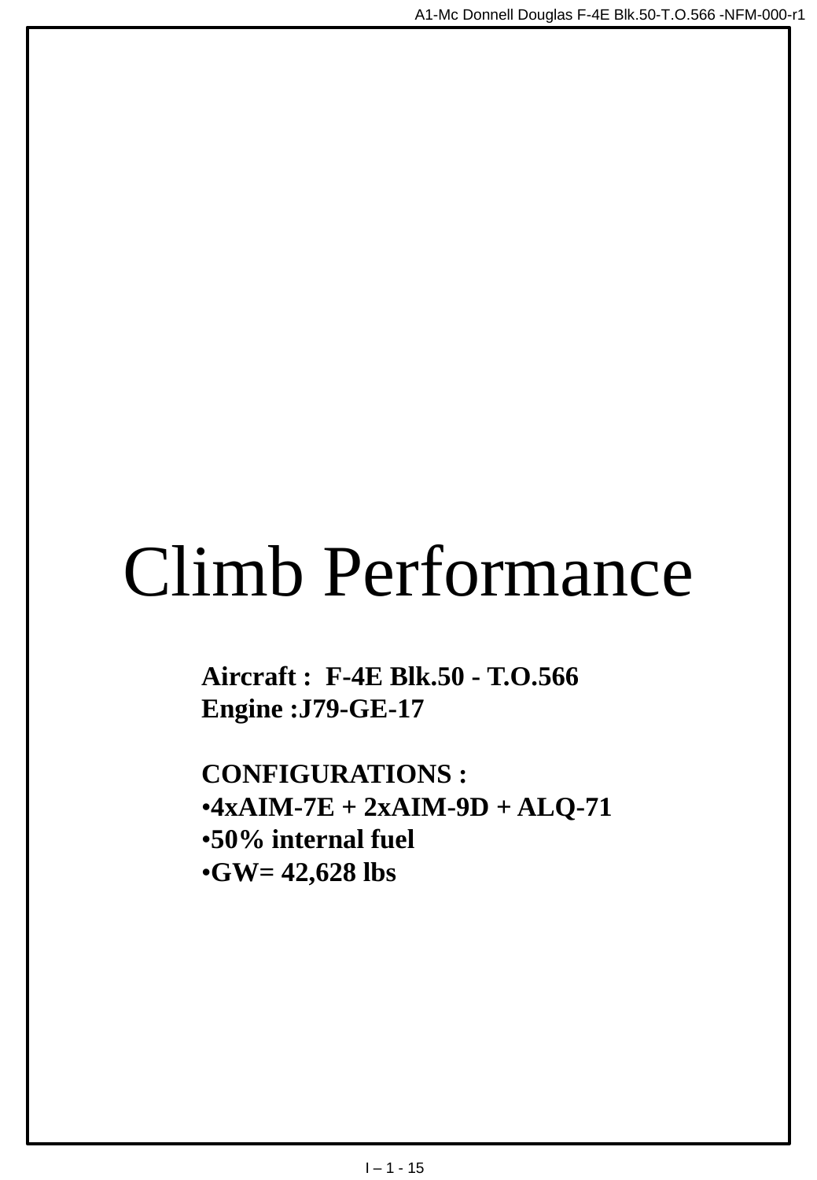# Climb Performance

**Aircraft : F-4E Blk.50 - T.O.566**
**Engine :J79-GE-17**

**CONFIGURATIONS :**

- **4xAIM-7E + 2xAIM-9D + ALQ-71**
- **50% internal fuel**
- **GW= 42,628 lbs**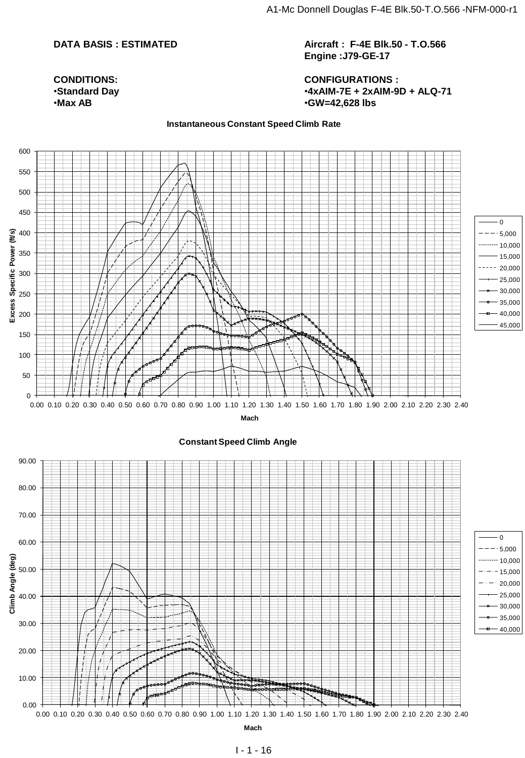**DATA BASIS : ESTIMATED**

**Aircraft : F-4E Blk.50 - T.O.566**
**Engine :J79-GE-17**

**CONDITIONS:**
- **Standard Day**
- **Max AB**

**CONFIGURATIONS :**
- **4xAIM-7E + 2xAIM-9D + ALQ-71**
- **GW=42,628 lbs**

**Instantaneous Constant Speed Climb Rate**

Excess Specific Power (ft/s) vs. Mach — curves for altitudes 0, 5,000, 10,000, 15,000, 20,000, 25,000, 30,000, 35,000, 40,000, 45,000

**Constant Speed Climb Angle**

Climb Angle (deg) vs. Mach — curves for altitudes 0, 5,000, 10,000, 15,000, 20,000, 25,000, 30,000, 35,000, 40,000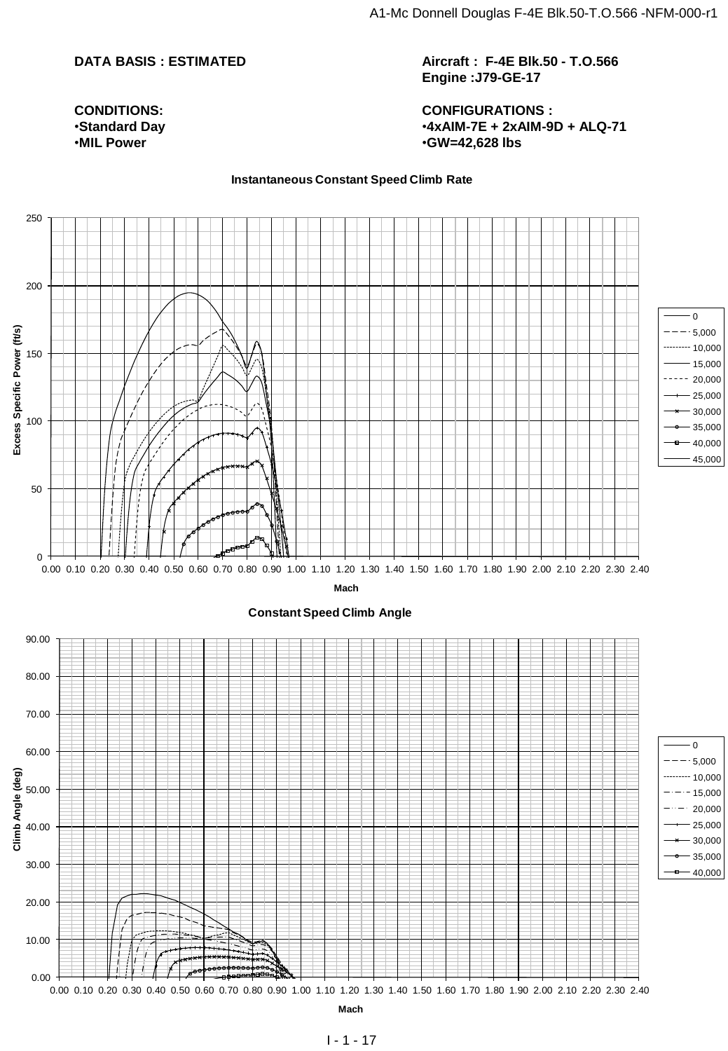**DATA BASIS : ESTIMATED**

**Aircraft : F-4E Blk.50 - T.O.566**
**Engine :J79-GE-17**

**CONDITIONS:**
- **Standard Day**
- **MIL Power**

**CONFIGURATIONS :**
- **4xAIM-7E + 2xAIM-9D + ALQ-71**
- **GW=42,628 lbs**

**Instantaneous Constant Speed Climb Rate**

Excess Specific Power (ft/s) vs. Mach

Legend: 0, 5,000, 10,000, 15,000, 20,000, 25,000, 30,000, 35,000, 40,000, 45,000

**Constant Speed Climb Angle**

Climb Angle (deg) vs. Mach

Legend: 0, 5,000, 10,000, 15,000, 20,000, 25,000, 30,000, 35,000, 40,000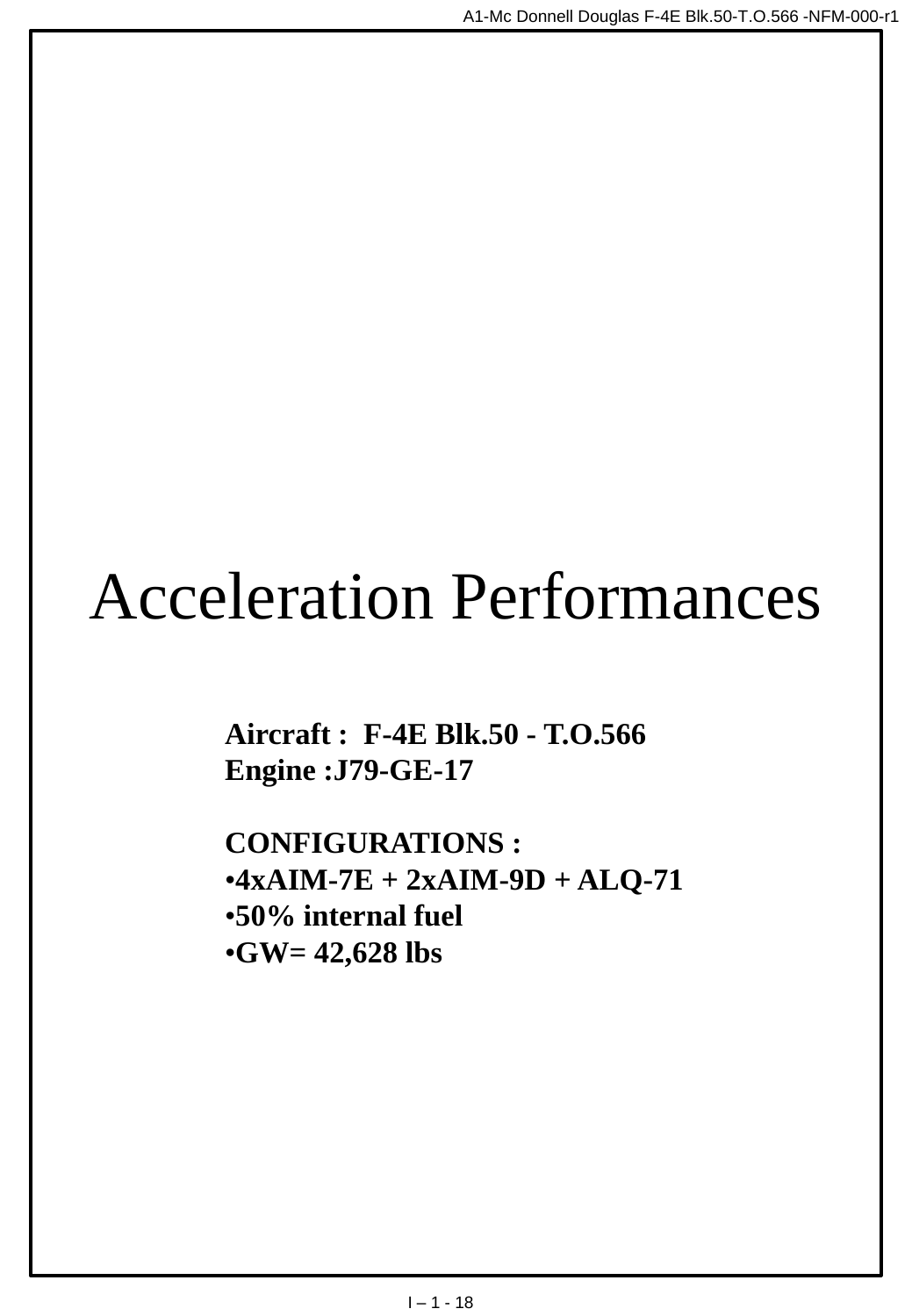# Acceleration Performances

**Aircraft : F-4E Blk.50 - T.O.566**
**Engine :J79-GE-17**

**CONFIGURATIONS :**

- **4xAIM-7E + 2xAIM-9D + ALQ-71**
- **50% internal fuel**
- **GW= 42,628 lbs**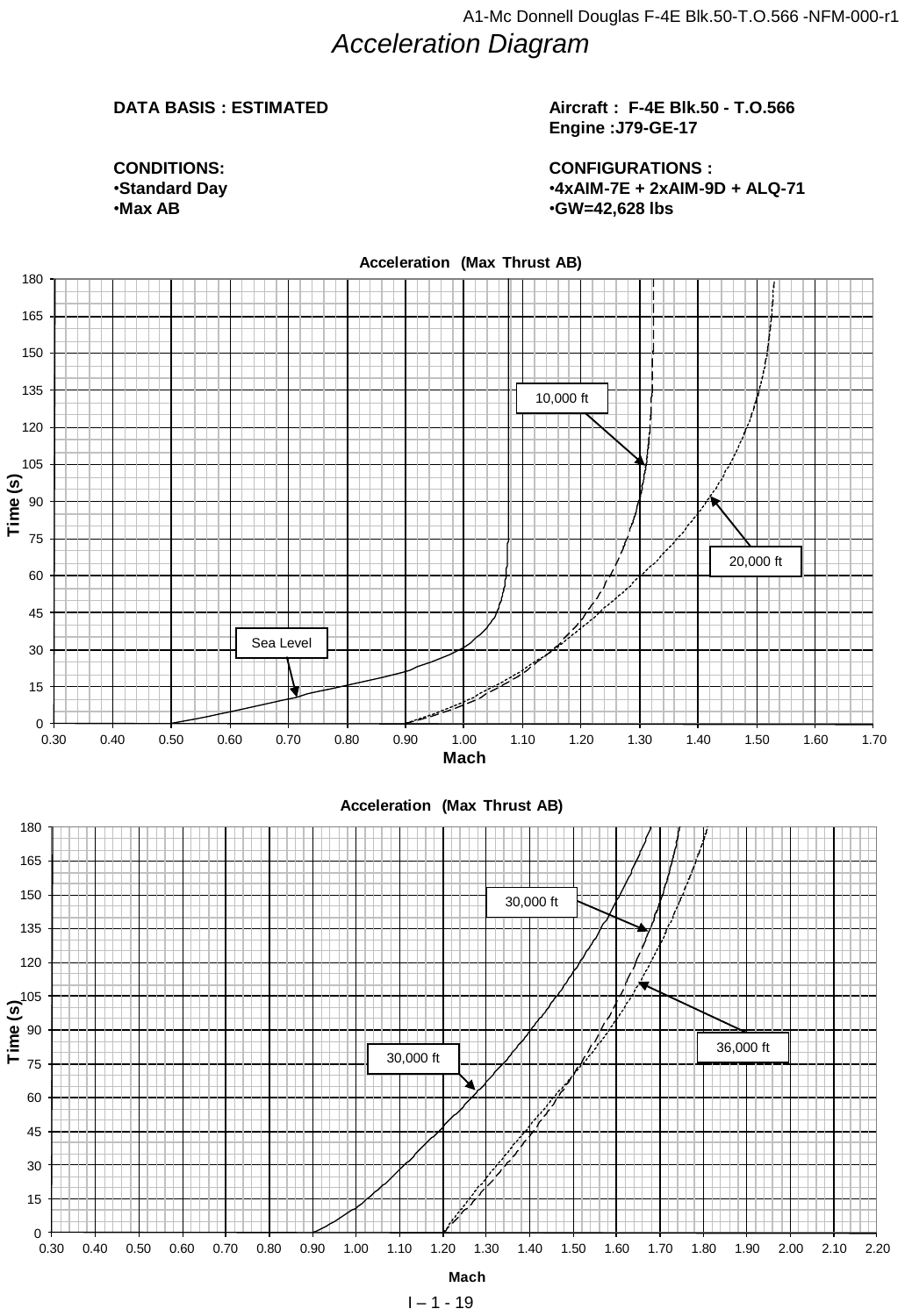# Acceleration Diagram

**DATA BASIS : ESTIMATED**

**Aircraft : F-4E Blk.50 - T.O.566**
**Engine :J79-GE-17**

**CONDITIONS:**
- **Standard Day**
- **Max AB**

**CONFIGURATIONS :**
- **4xAIM-7E + 2xAIM-9D + ALQ-71**
- **GW=42,628 lbs**

**Acceleration (Max Thrust AB)**

Time (s) vs. Mach — curves: Sea Level, 10,000 ft, 20,000 ft

**Acceleration (Max Thrust AB)**

Time (s) vs. Mach — curves: 30,000 ft, 30,000 ft, 36,000 ft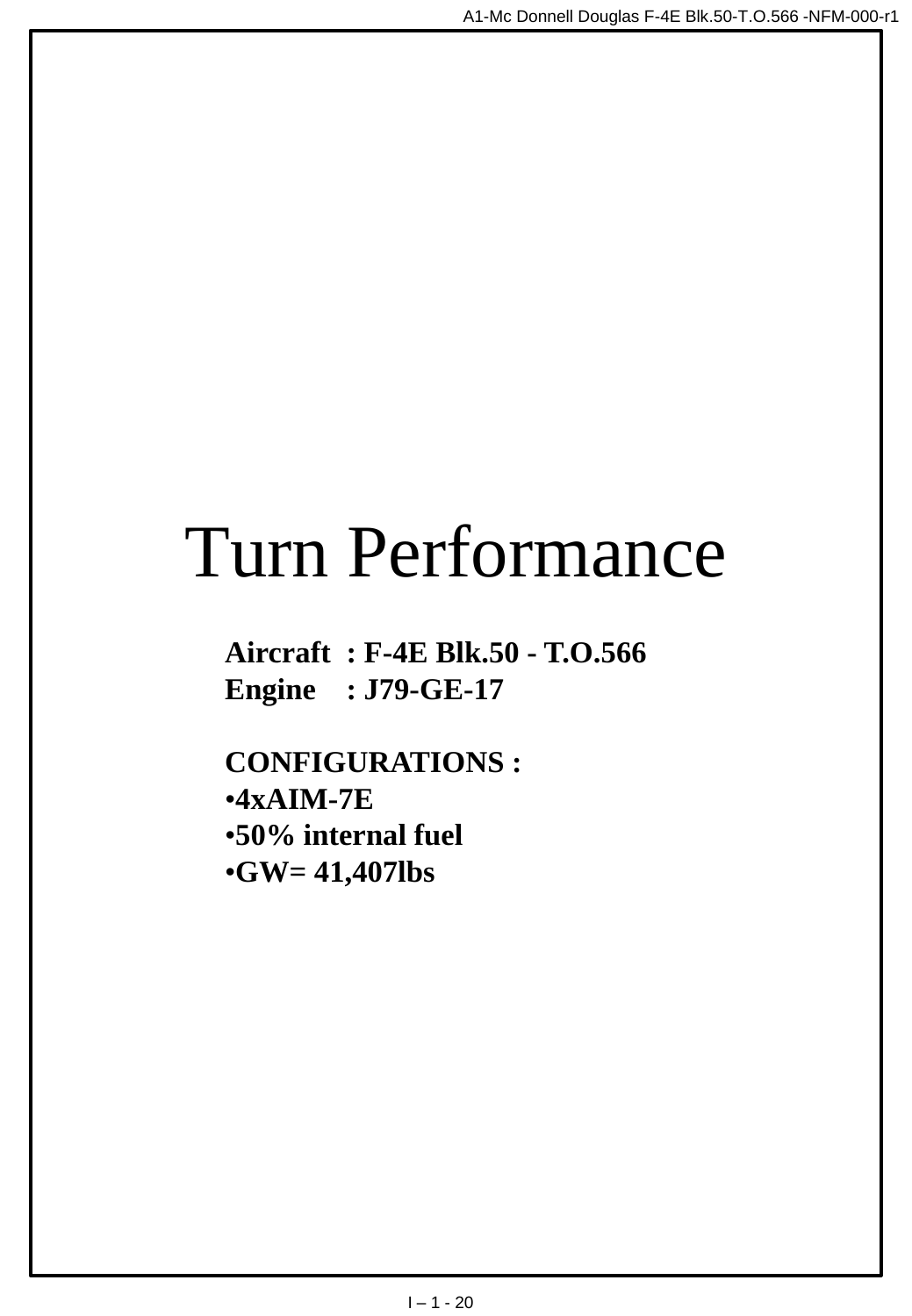# Turn Performance

**Aircraft : F-4E Blk.50 - T.O.566**
**Engine : J79-GE-17**

**CONFIGURATIONS :**

- **4xAIM-7E**
- **50% internal fuel**
- **GW= 41,407lbs**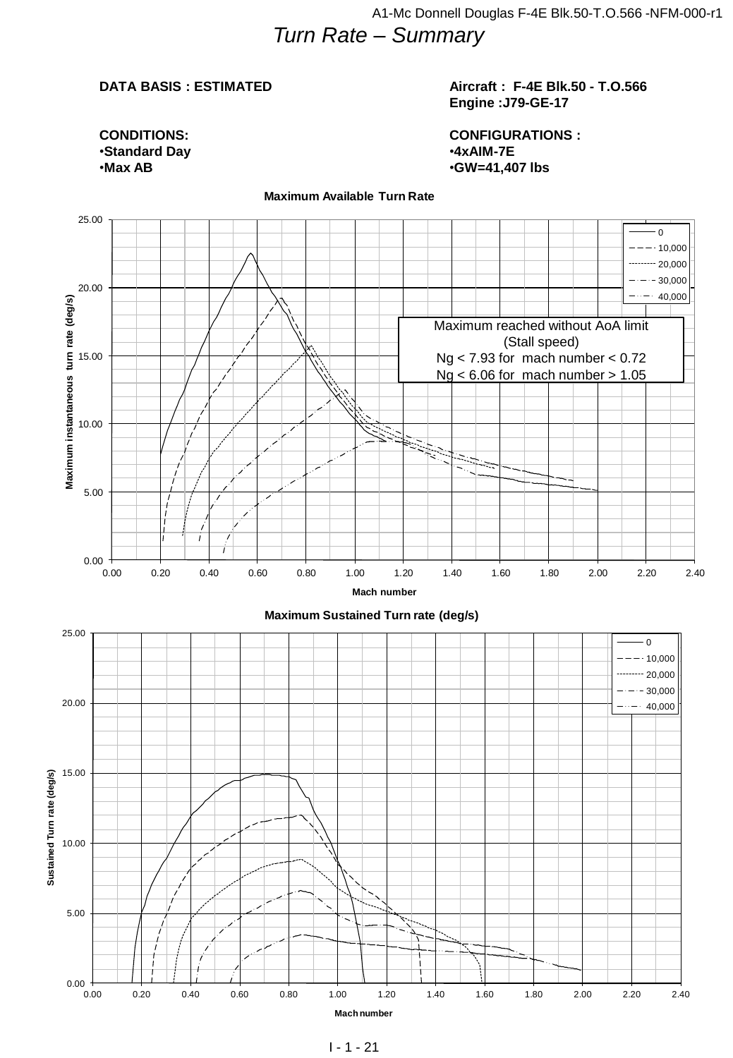# Turn Rate – Summary

**DATA BASIS : ESTIMATED**

**Aircraft : F-4E Blk.50 - T.O.566**
**Engine :J79-GE-17**

**CONDITIONS:**
- **Standard Day**
- **Max AB**

**CONFIGURATIONS :**
- **4xAIM-7E**
- **GW=41,407 lbs**

**Maximum Available Turn Rate**

Legend: 0, 10,000, 20,000, 30,000, 40,000

Maximum reached without AoA limit
(Stall speed)
Ng < 7.93 for mach number < 0.72
Ng < 6.06 for mach number > 1.05

Y-axis: Maximum instantaneous turn rate (deg/s) — 0.00 to 25.00
X-axis: Mach number — 0.00 to 2.40

**Maximum Sustained Turn rate (deg/s)**

Legend: 0, 10,000, 20,000, 30,000, 40,000

Y-axis: Sustained Turn rate (deg/s) — 0.00 to 25.00
X-axis: Mach number — 0.00 to 2.40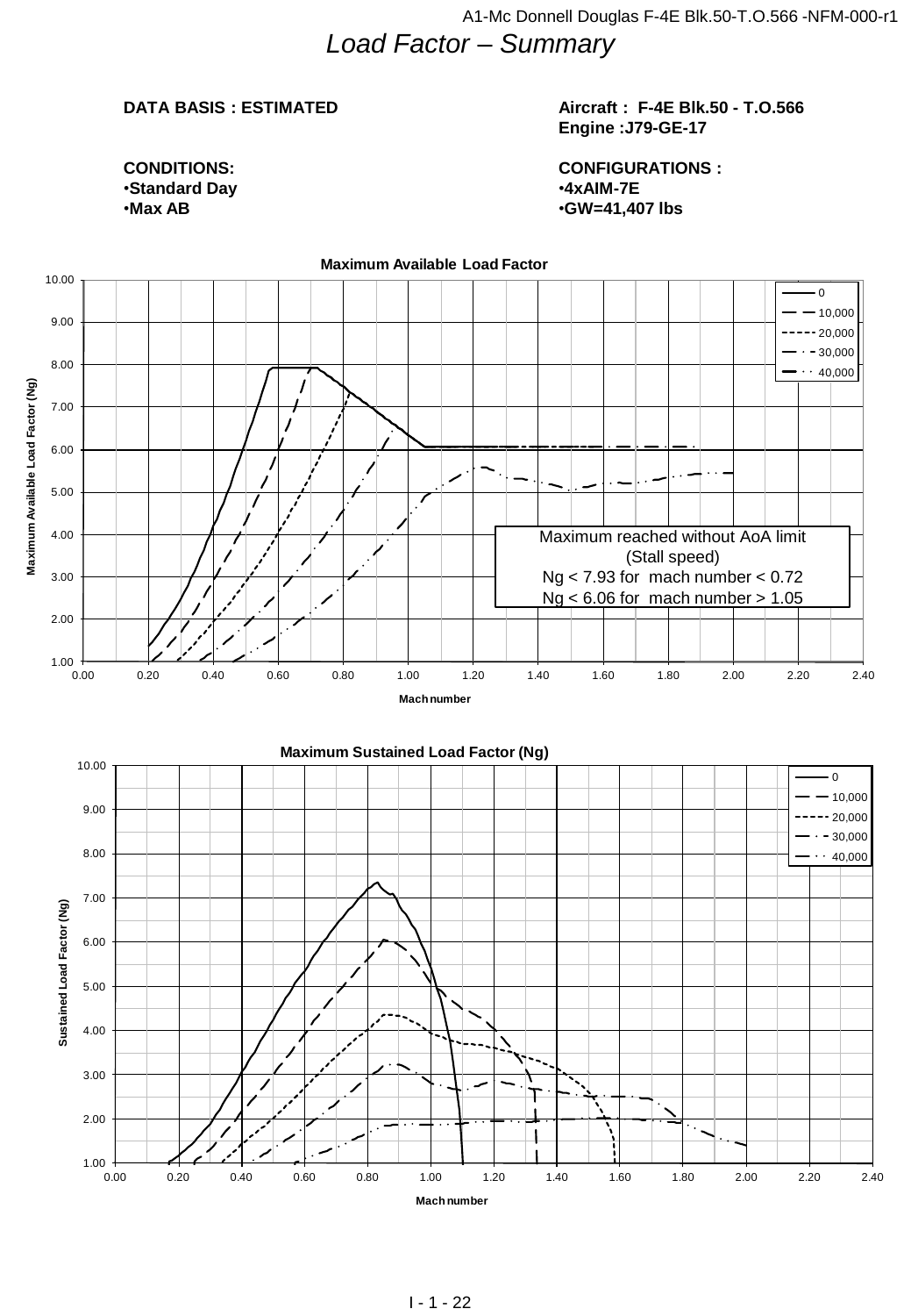# *Load Factor – Summary*

**DATA BASIS : ESTIMATED**

**Aircraft : F-4E Blk.50 - T.O.566**
**Engine :J79-GE-17**

**CONDITIONS:**
- **Standard Day**
- **Max AB**

**CONFIGURATIONS :**
- **4xAIM-7E**
- **GW=41,407 lbs**

**Maximum Available Load Factor**

Maximum reached without AoA limit
(Stall speed)
Ng < 7.93 for mach number < 0.72
Ng < 6.06 for mach number > 1.05

Legend: 0, 10,000, 20,000, 30,000, 40,000

Y-axis: Maximum Available Load Factor (Ng)
X-axis: Mach number

**Maximum Sustained Load Factor (Ng)**

Legend: 0, 10,000, 20,000, 30,000, 40,000

Y-axis: Sustained Load Factor (Ng)
X-axis: Mach number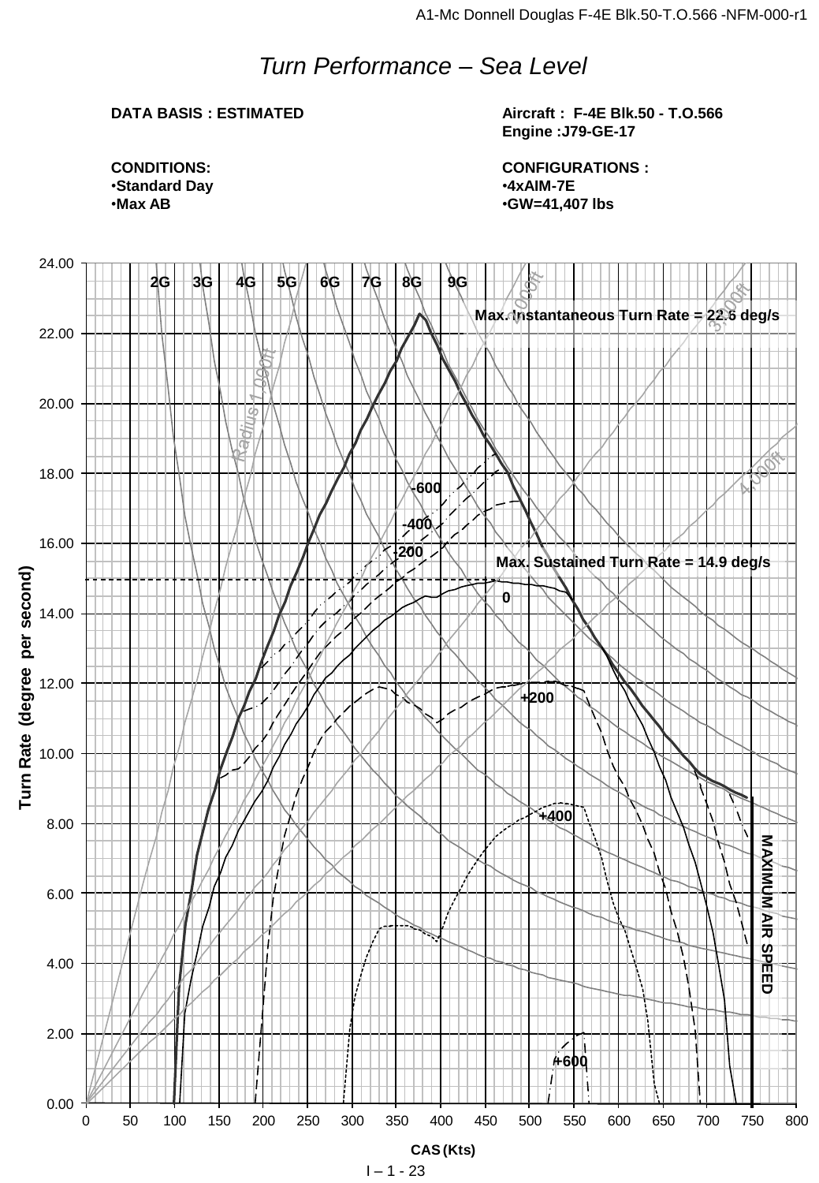# *Turn Performance – Sea Level*

**DATA BASIS : ESTIMATED**

**Aircraft : F-4E Blk.50 - T.O.566**
**Engine :J79-GE-17**

**CONDITIONS:**
- **Standard Day**
- **Max AB**

**CONFIGURATIONS :**
- **4xAIM-7E**
- **GW=41,407 lbs**

Max. Instantaneous Turn Rate = 22.6 deg/s

Max. Sustained Turn Rate = 14.9 deg/s

2G 3G 4G 5G 6G 7G 8G 9G

Radius 1,000ft 2,000ft 3,000ft 4,000ft

-600 -400 -200 0 +200 +400 +600

MAXIMUM AIR SPEED

Turn Rate (degree per second)

CAS (Kts)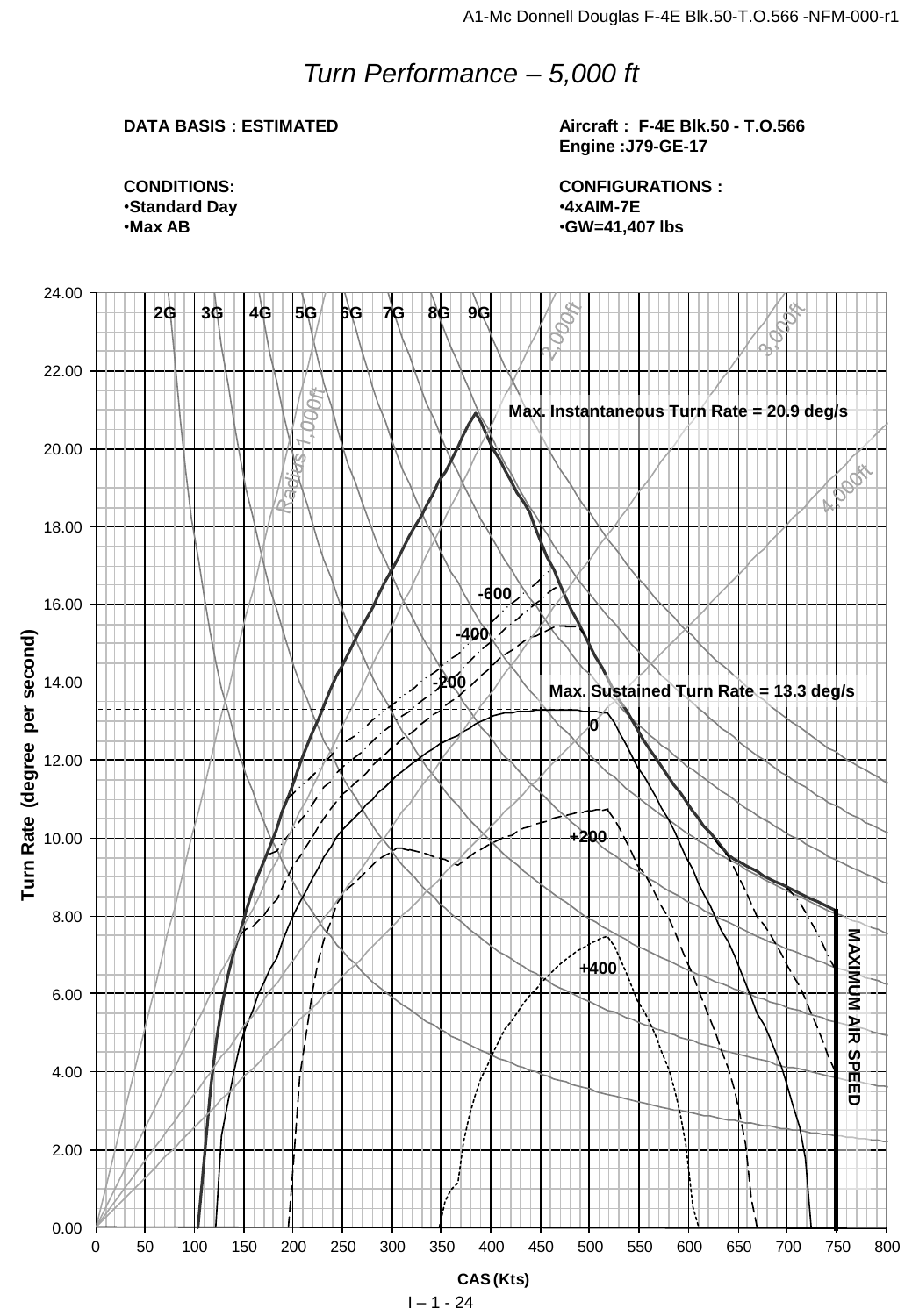# *Turn Performance – 5,000 ft*

**DATA BASIS : ESTIMATED**

**Aircraft : F-4E Blk.50 - T.O.566**
**Engine :J79-GE-17**

**CONDITIONS:**
- **Standard Day**
- **Max AB**

**CONFIGURATIONS :**
- **4xAIM-7E**
- **GW=41,407 lbs**

2G 3G 4G 5G 6G 7G 8G 9G

Radius 1,000ft 2,000ft 3,000ft 4,000ft

**Max. Instantaneous Turn Rate = 20.9 deg/s**

**Max. Sustained Turn Rate = 13.3 deg/s**

-600 -400 -200 0 +200 +400

**MAXIMUM AIR SPEED**

**Turn Rate (degree per second)**

**CAS (Kts)**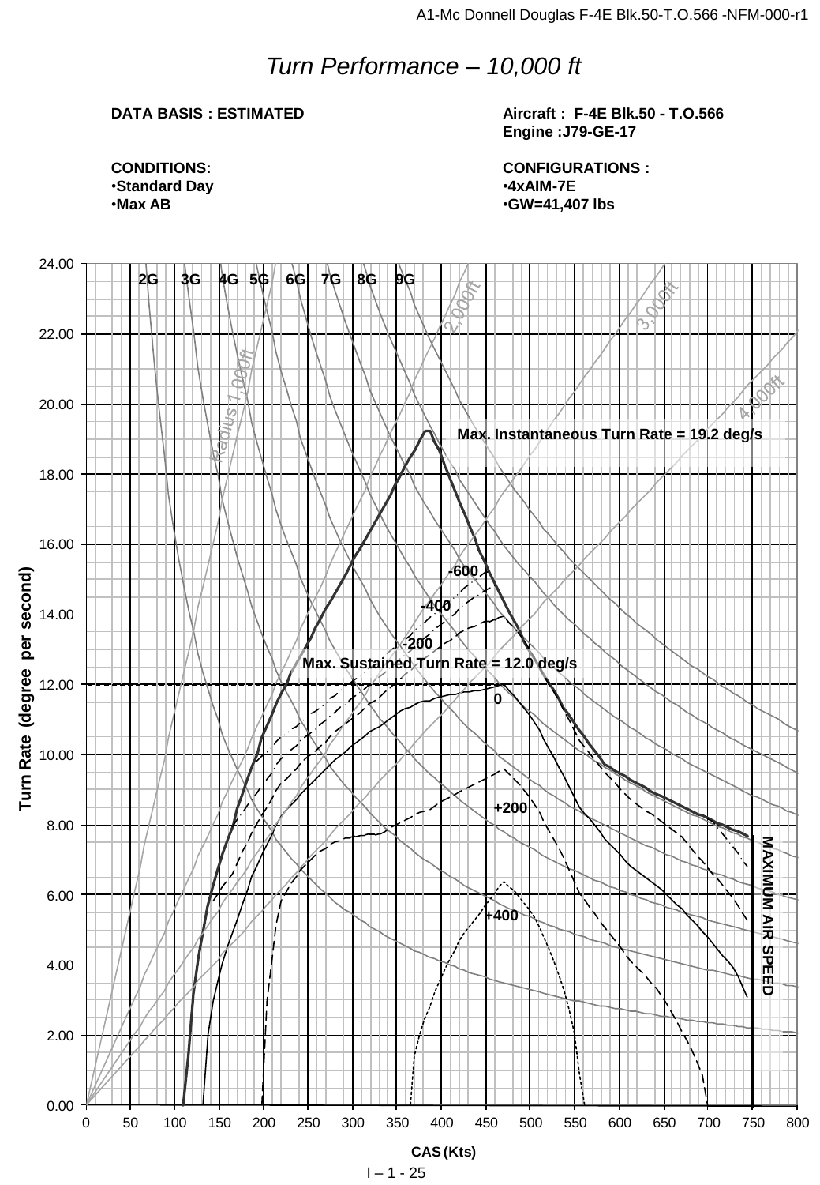# *Turn Performance – 10,000 ft*

**DATA BASIS : ESTIMATED**

**Aircraft : F-4E Blk.50 - T.O.566**
**Engine :J79-GE-17**

**CONDITIONS:**
- **Standard Day**
- **Max AB**

**CONFIGURATIONS :**
- **4xAIM-7E**
- **GW=41,407 lbs**

2G 3G 4G 5G 6G 7G 8G 9G

Radius 1,000ft 2,000ft 3,000ft 4,000ft

**Max. Instantaneous Turn Rate = 19.2 deg/s**

-600 -400 -200

**Max. Sustained Turn Rate = 12.0 deg/s**

0 +200 +400

**MAXIMUM AIR SPEED**

**Turn Rate (degree per second)**

**CAS (Kts)**

I – 1 - 25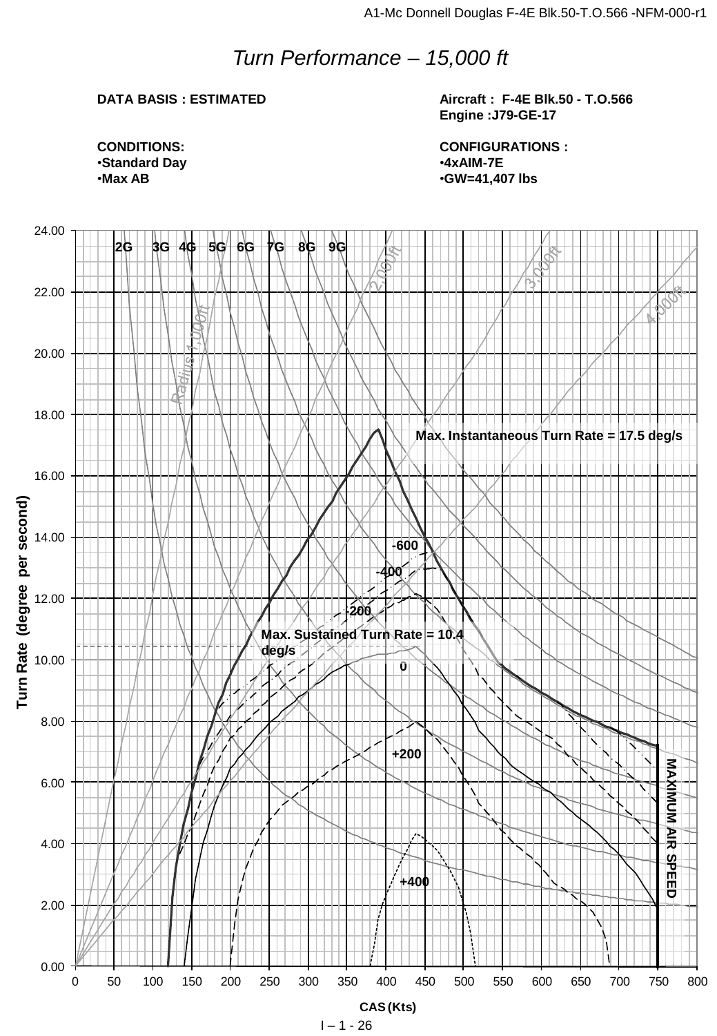# *Turn Performance – 15,000 ft*

**DATA BASIS : ESTIMATED**

**Aircraft : F-4E Blk.50 - T.O.566**
**Engine :J79-GE-17**

**CONDITIONS:**
- **Standard Day**
- **Max AB**

**CONFIGURATIONS :**
- **4xAIM-7E**
- **GW=41,407 lbs**

Turn Rate (degree per second)

2G 3G 4G 5G 6G 7G 8G 9G

Radius 1,000ft 2,000ft 3,000ft 4,000ft

**Max. Instantaneous Turn Rate = 17.5 deg/s**

**Max. Sustained Turn Rate = 10.4 deg/s**

**-600** **-400** **-200** **0** **+200** **+400**

**MAXIMUM AIR SPEED**

**CAS (Kts)**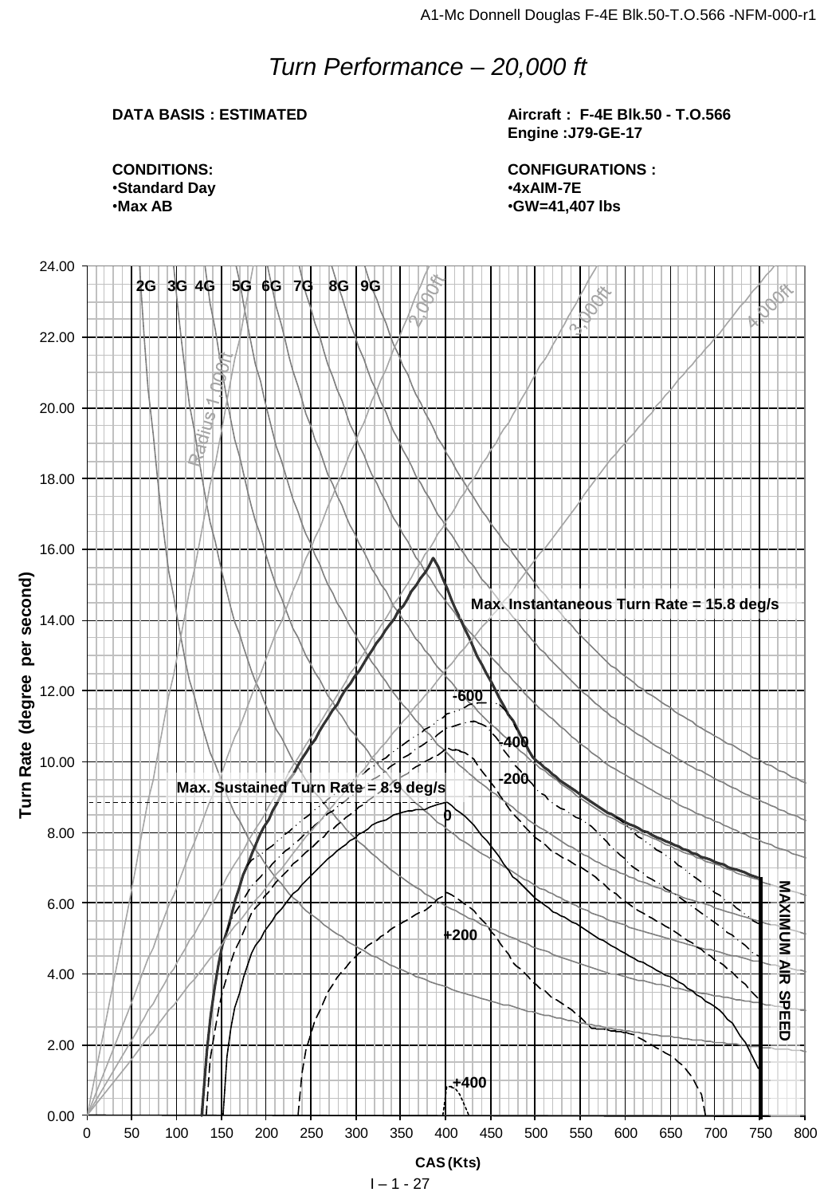# Turn Performance – 20,000 ft

**DATA BASIS : ESTIMATED**

**Aircraft : F-4E Blk.50 - T.O.566**
**Engine :J79-GE-17**

**CONDITIONS:**
- **Standard Day**
- **Max AB**

**CONFIGURATIONS :**
- **4xAIM-7E**
- **GW=41,407 lbs**

2G 3G 4G 5G 6G 7G 8G 9G

Radius 1,000ft — 2,000ft — 3,000ft — 4,000ft

**Max. Instantaneous Turn Rate = 15.8 deg/s**

**Max. Sustained Turn Rate = 8.9 deg/s**

-600 -400 -200 0 +200 +400

**MAXIMUM AIR SPEED**

Turn Rate (degree per second)

CAS (Kts)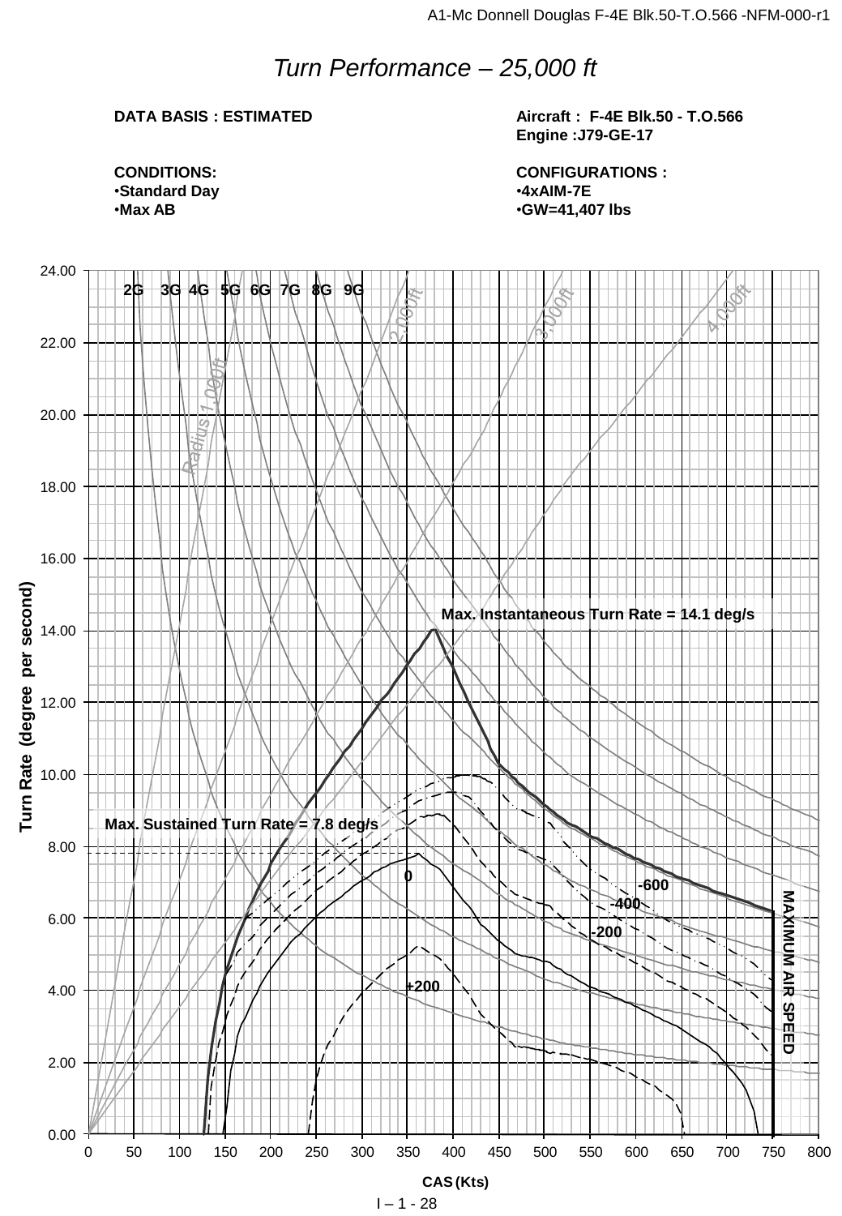# *Turn Performance – 25,000 ft*

**DATA BASIS : ESTIMATED**

**Aircraft : F-4E Blk.50 - T.O.566**
**Engine :J79-GE-17**

**CONDITIONS:**
- **Standard Day**
- **Max AB**

**CONFIGURATIONS :**
- **4xAIM-7E**
- **GW=41,407 lbs**

2G 3G 4G 5G 6G 7G 8G 9G

Radius 1,000ft 2,000ft 3,000ft 4,000ft

**Max. Instantaneous Turn Rate = 14.1 deg/s**

**Max. Sustained Turn Rate = 7.8 deg/s**

**-600** **-400** **-200** **0** **+200**

**MAXIMUM AIR SPEED**

**Turn Rate (degree per second)**

**CAS (Kts)**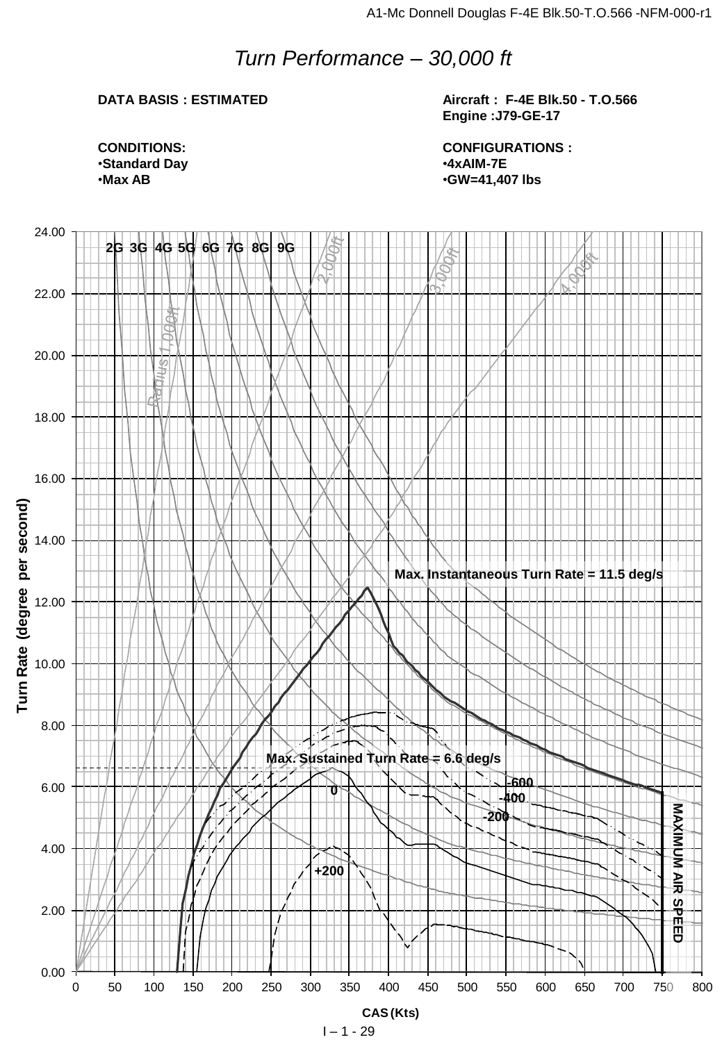# *Turn Performance – 30,000 ft*

**DATA BASIS : ESTIMATED**

**Aircraft : F-4E Blk.50 - T.O.566**
**Engine :J79-GE-17**

**CONDITIONS:**
- **Standard Day**
- **Max AB**

**CONFIGURATIONS :**
- **4xAIM-7E**
- **GW=41,407 lbs**

Turn Rate (degree per second)

2G 3G 4G 5G 6G 7G 8G 9G

Radius 1,000ft

2,000ft

3,000ft

4,000ft

**Max. Instantaneous Turn Rate = 11.5 deg/s**

**Max. Sustained Turn Rate = 6.6 deg/s**

-600

-400

-200

0

+200

MAXIMUM AIR SPEED

CAS (Kts)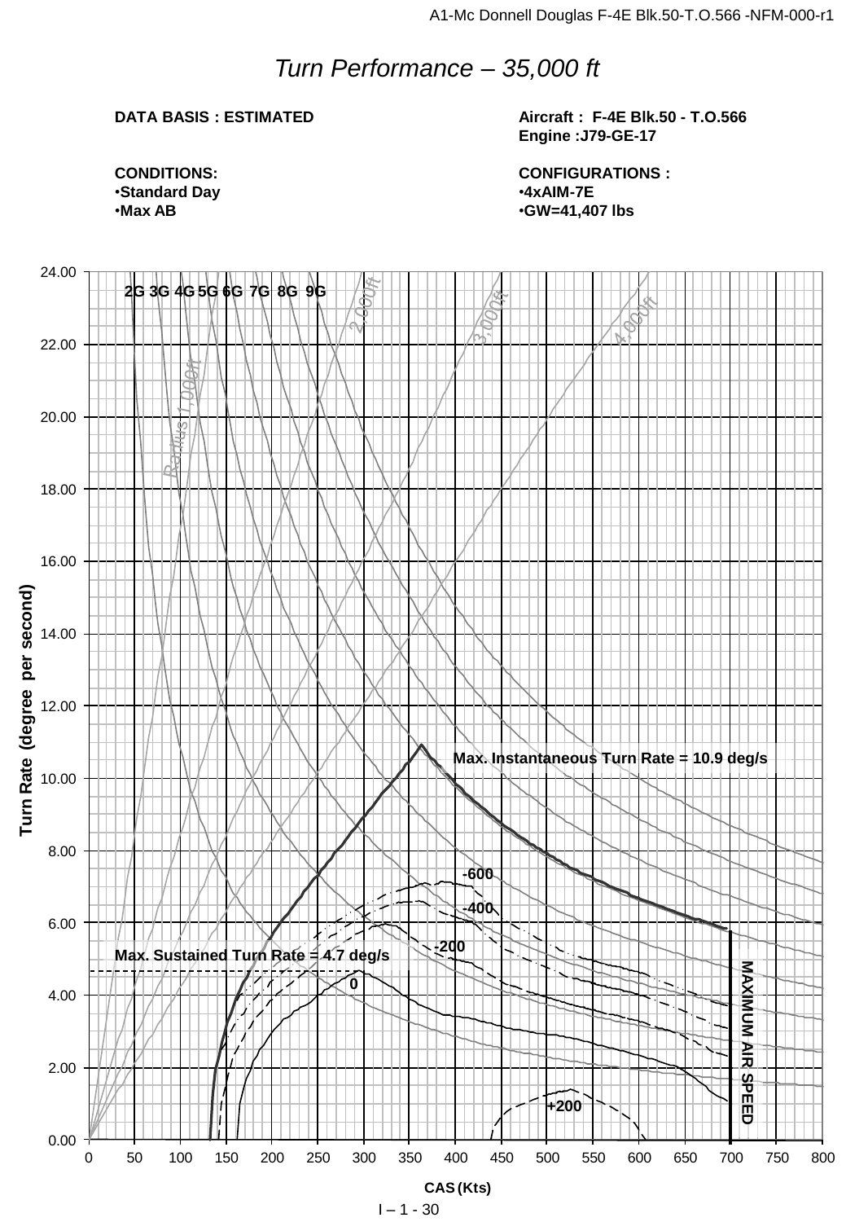# Turn Performance – 35,000 ft

**DATA BASIS : ESTIMATED**

**Aircraft : F-4E Blk.50 - T.O.566**
**Engine :J79-GE-17**

**CONDITIONS:**
- **Standard Day**
- **Max AB**

**CONFIGURATIONS :**
- **4xAIM-7E**
- **GW=41,407 lbs**

2G 3G 4G 5G 6G 7G 8G 9G

Radius 1,000ft

2,000ft

3,000ft

4,000ft

**Max. Instantaneous Turn Rate = 10.9 deg/s**

**Max. Sustained Turn Rate = 4.7 deg/s**

-600

-400

-200

0

+200

MAXIMUM AIR SPEED

Turn Rate (degree per second)

CAS (Kts)

I – 1 - 30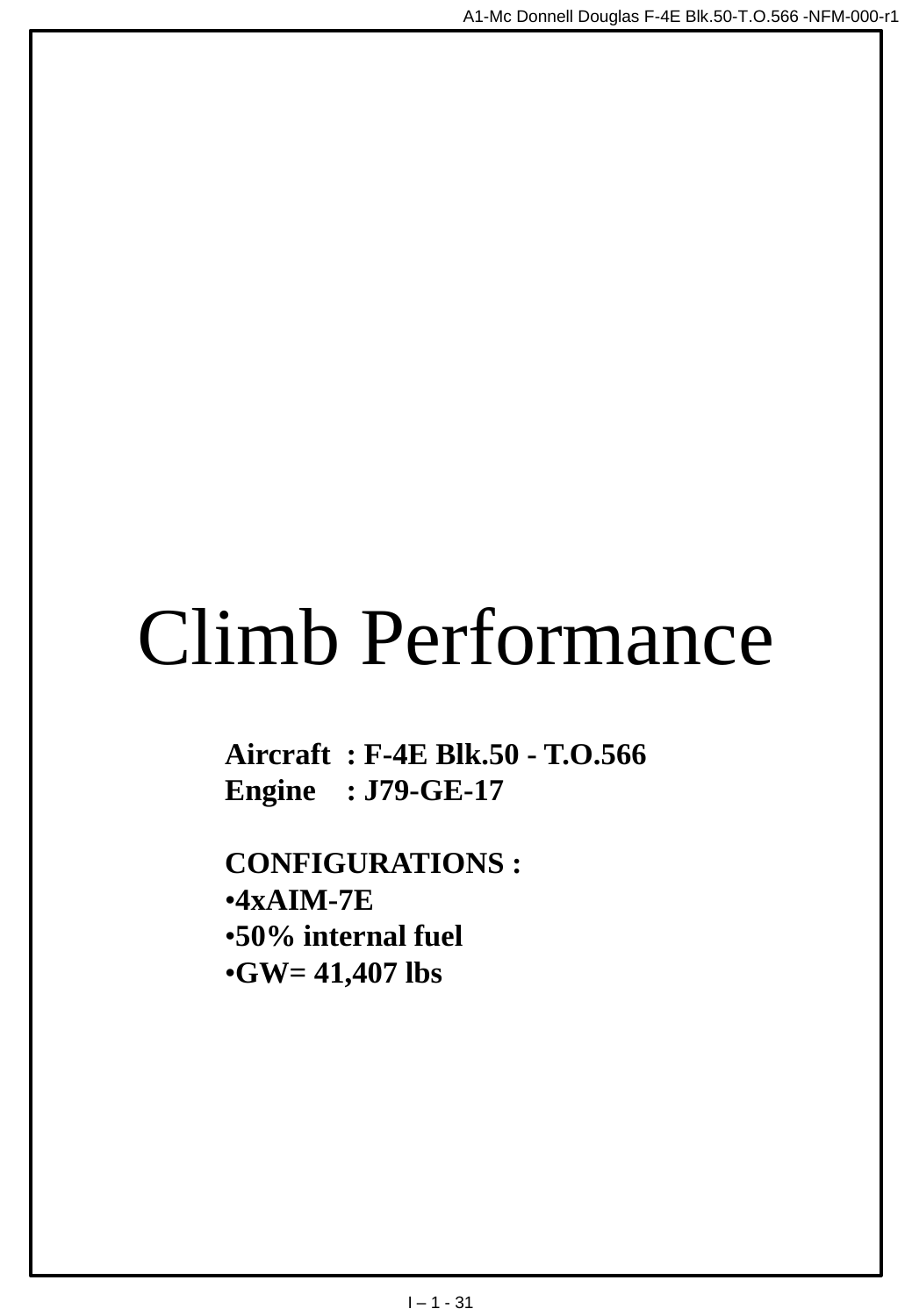# Climb Performance

**Aircraft : F-4E Blk.50 - T.O.566**
**Engine : J79-GE-17**

**CONFIGURATIONS :**

- **4xAIM-7E**
- **50% internal fuel**
- **GW= 41,407 lbs**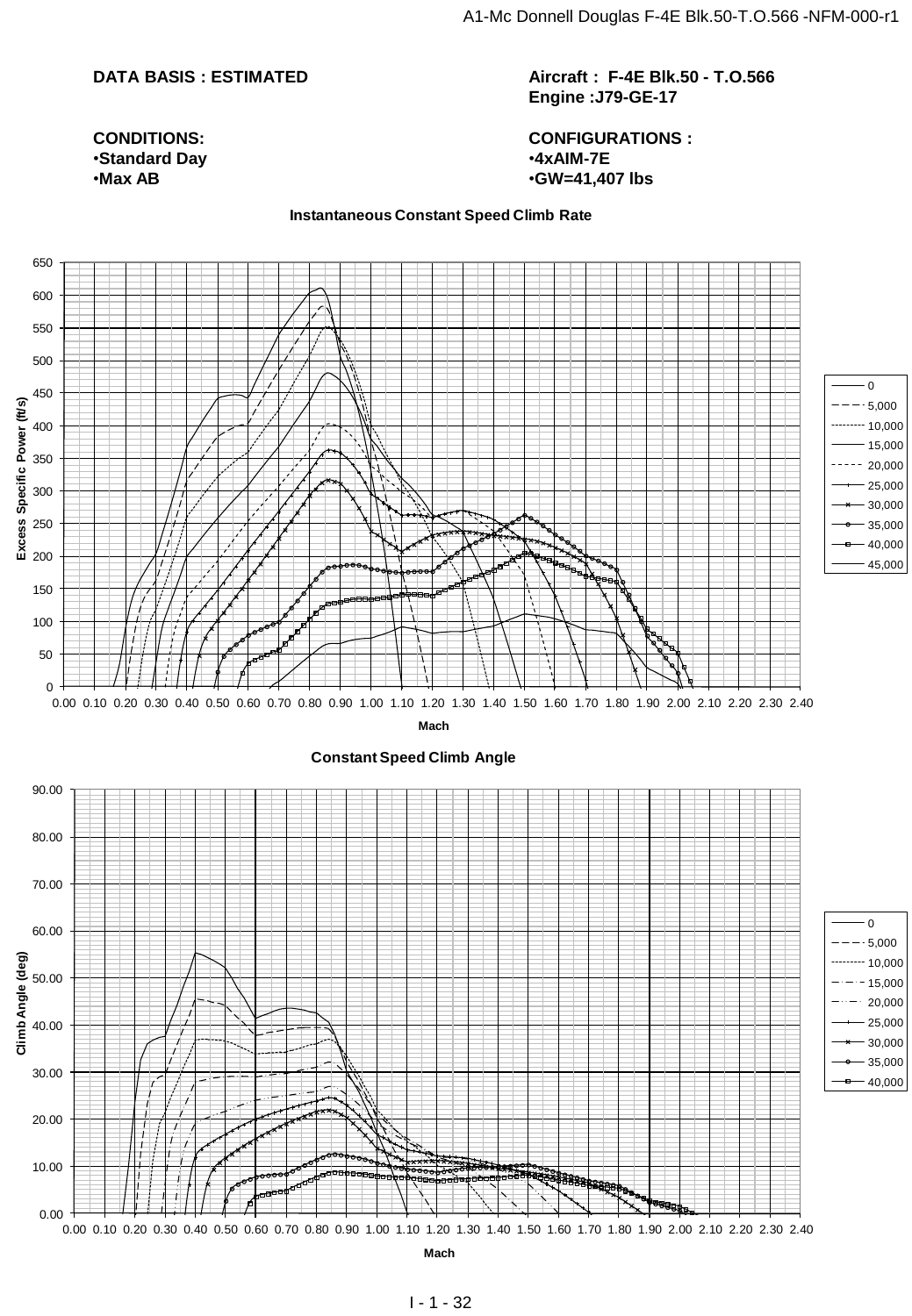**DATA BASIS : ESTIMATED**

**Aircraft : F-4E Blk.50 - T.O.566**
**Engine :J79-GE-17**

**CONDITIONS:**
- **Standard Day**
- **Max AB**

**CONFIGURATIONS :**
- **4xAIM-7E**
- **GW=41,407 lbs**

**Instantaneous Constant Speed Climb Rate**

Excess Specific Power (ft/s) vs. Mach — Legend: 0, 5,000, 10,000, 15,000, 20,000, 25,000, 30,000, 35,000, 40,000, 45,000

**Constant Speed Climb Angle**

Climb Angle (deg) vs. Mach — Legend: 0, 5,000, 10,000, 15,000, 20,000, 25,000, 30,000, 35,000, 40,000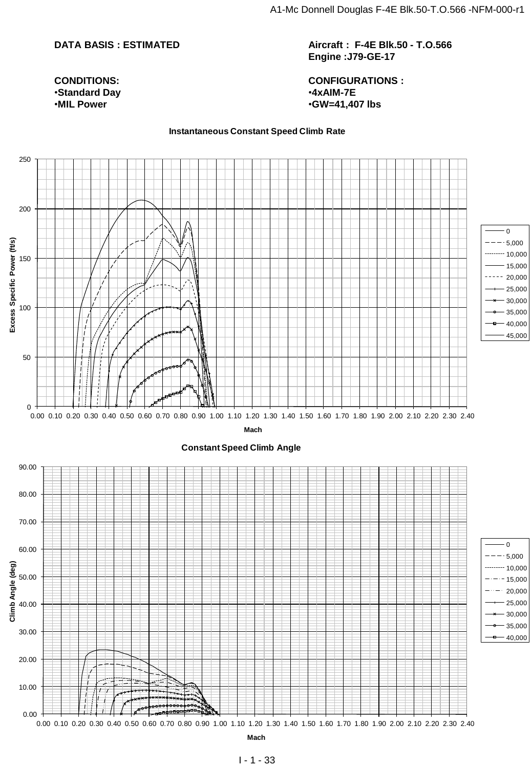**DATA BASIS : ESTIMATED**

**Aircraft : F-4E Blk.50 - T.O.566**
**Engine :J79-GE-17**

**CONDITIONS:**
- **Standard Day**
- **MIL Power**

**CONFIGURATIONS :**
- **4xAIM-7E**
- **GW=41,407 lbs**

**Instantaneous Constant Speed Climb Rate**

Excess Specific Power (ft/s) vs. Mach

Legend: 0, 5,000, 10,000, 15,000, 20,000, 25,000, 30,000, 35,000, 40,000, 45,000

**Constant Speed Climb Angle**

Climb Angle (deg) vs. Mach

Legend: 0, 5,000, 10,000, 15,000, 20,000, 25,000, 30,000, 35,000, 40,000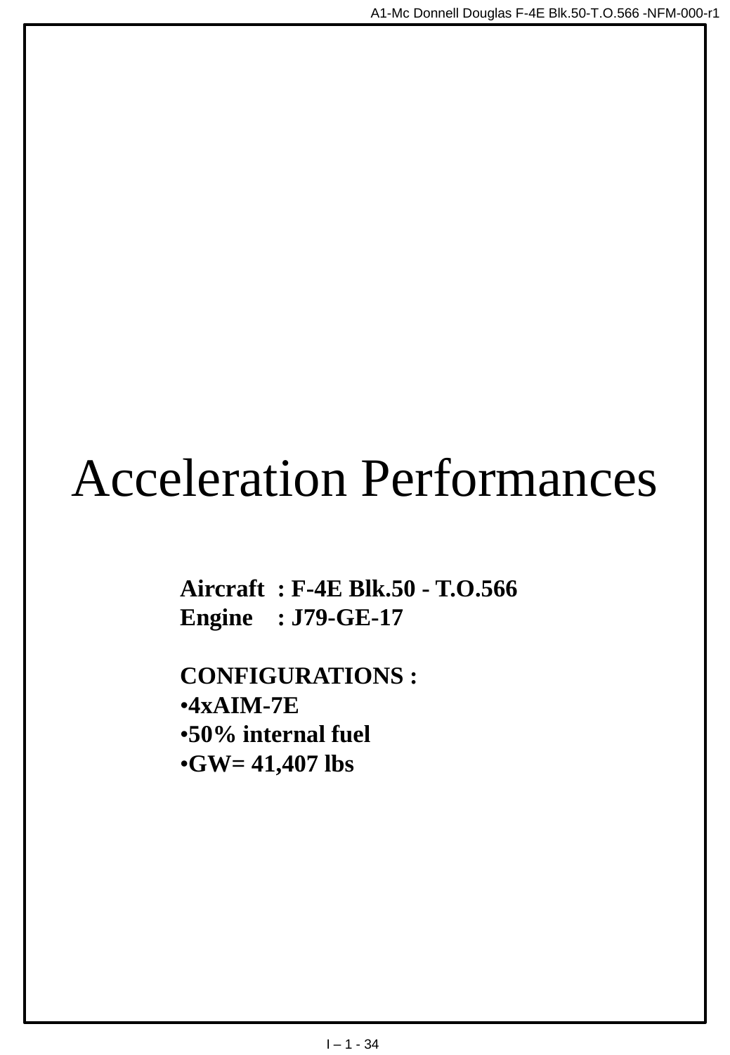# Acceleration Performances

**Aircraft : F-4E Blk.50 - T.O.566**
**Engine : J79-GE-17**

**CONFIGURATIONS :**

- **4xAIM-7E**
- **50% internal fuel**
- **GW= 41,407 lbs**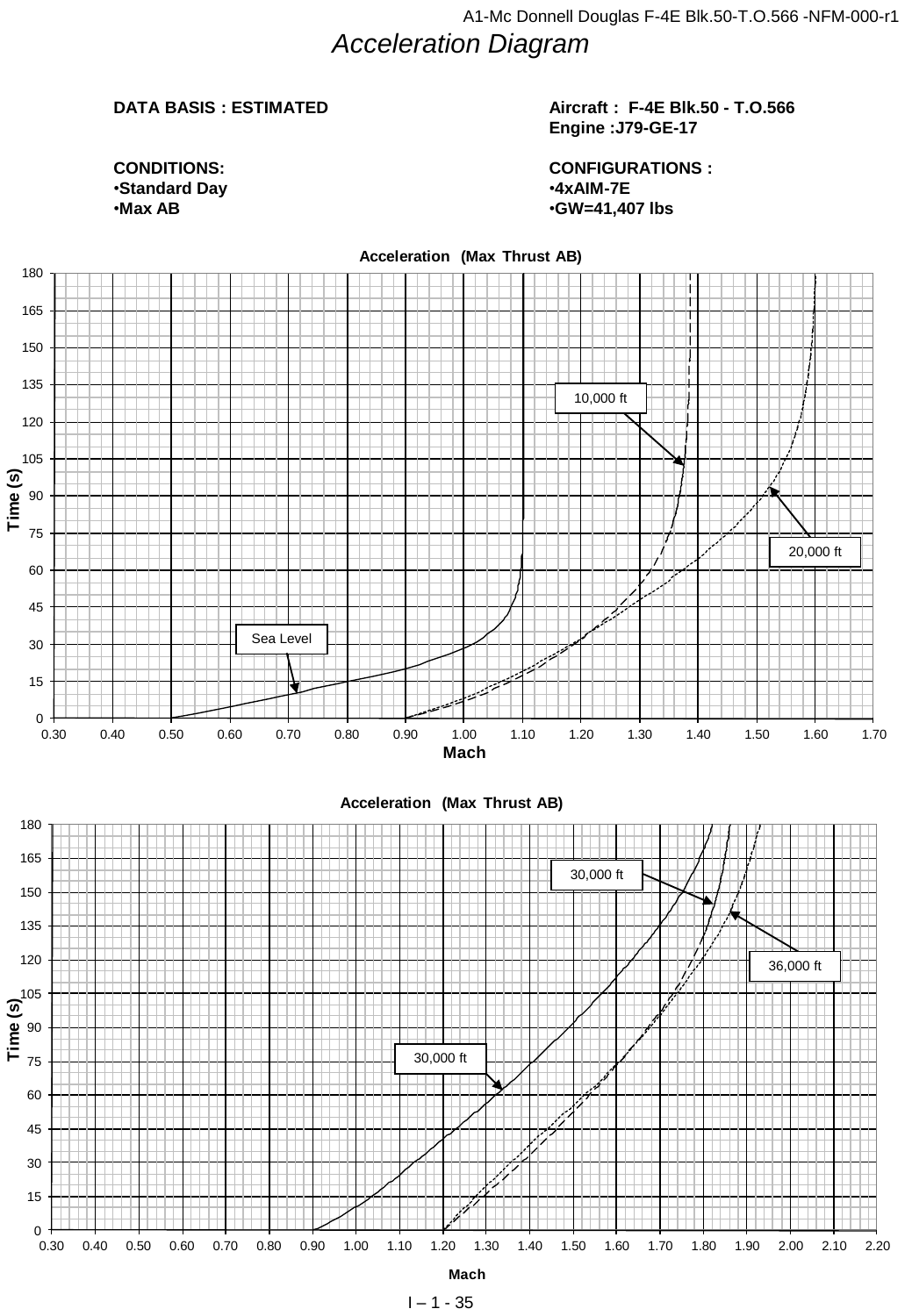# Acceleration Diagram

**DATA BASIS : ESTIMATED**

**Aircraft : F-4E Blk.50 - T.O.566**
**Engine :J79-GE-17**

**CONDITIONS:**
- **Standard Day**
- **Max AB**

**CONFIGURATIONS :**
- **4xAIM-7E**
- **GW=41,407 lbs**

**Acceleration (Max Thrust AB)**

Time (s)
180
165
150
135
120
105
90
75
60
45
30
15
0

Mach
0.30 0.40 0.50 0.60 0.70 0.80 0.90 1.00 1.10 1.20 1.30 1.40 1.50 1.60 1.70

Sea Level
10,000 ft
20,000 ft

**Acceleration (Max Thrust AB)**

Time (s)
180
165
150
135
120
105
90
75
60
45
30
15
0

Mach
0.30 0.40 0.50 0.60 0.70 0.80 0.90 1.00 1.10 1.20 1.30 1.40 1.50 1.60 1.70 1.80 1.90 2.00 2.10 2.20

30,000 ft
36,000 ft
30,000 ft